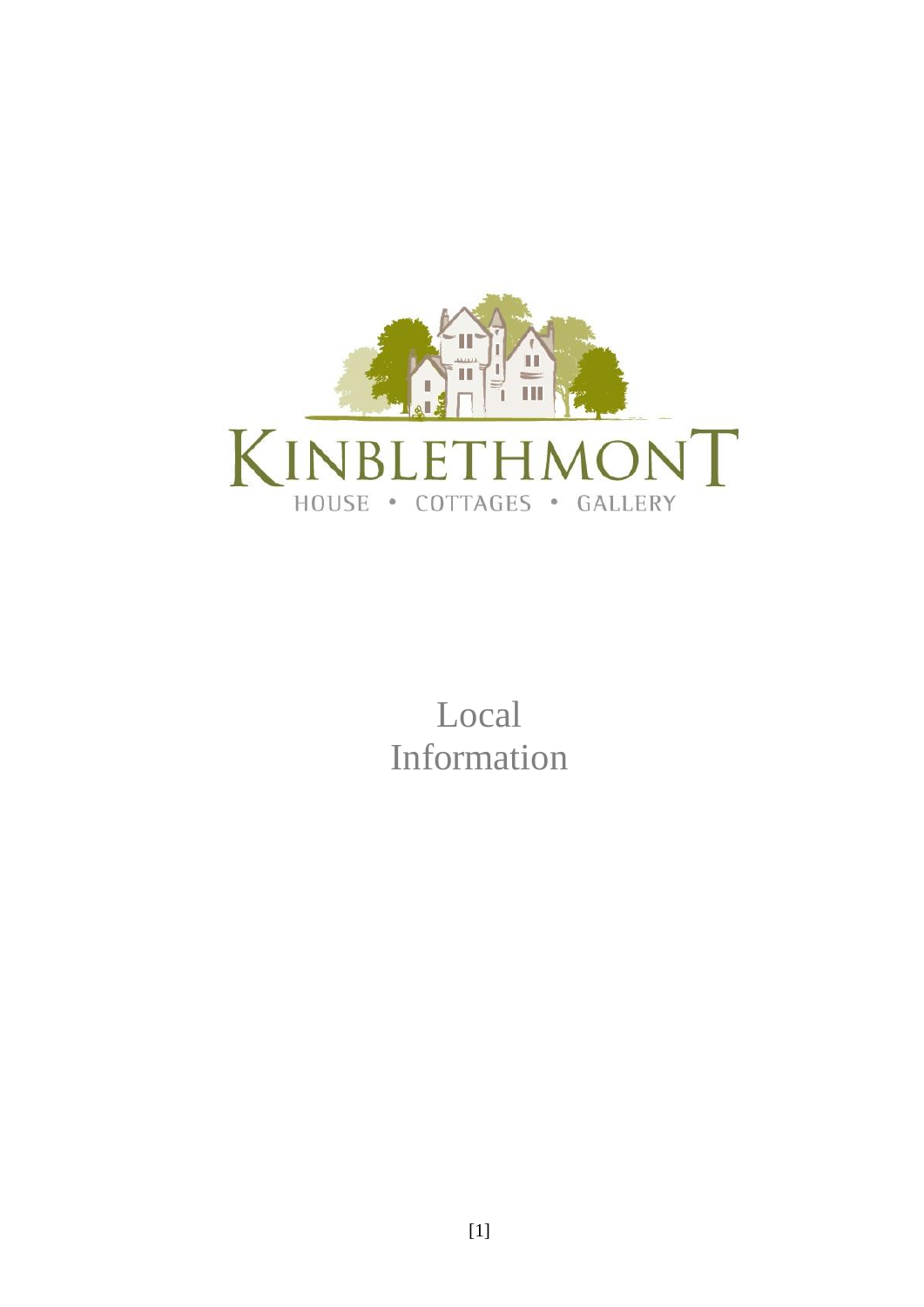KINBLETHMONT

HOUSE • COTTAGES • GALLERY

# Local Information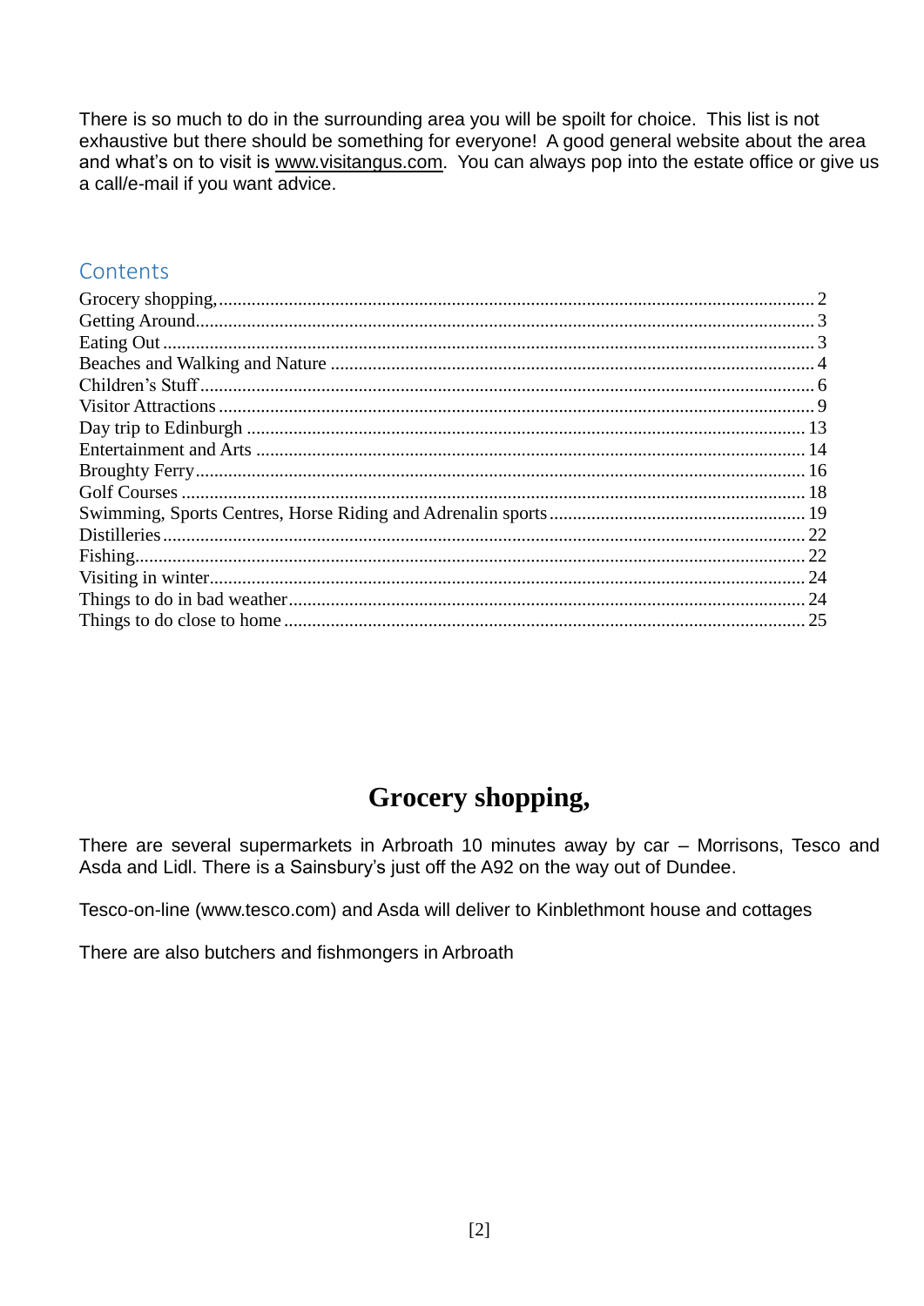There is so much to do in the surrounding area you will be spoilt for choice. This list is not exhaustive but there should be something for everyone! A good general website about the area and what's on to visit is www.visitangus.com. You can always pop into the estate office or give us a call/e-mail if you want advice.

## Contents

- Grocery shopping, ........ 2
- Getting Around ........ 3
- Eating Out ........ 3
- Beaches and Walking and Nature ........ 4
- Children's Stuff ........ 6
- Visitor Attractions ........ 9
- Day trip to Edinburgh ........ 13
- Entertainment and Arts ........ 14
- Broughty Ferry ........ 16
- Golf Courses ........ 18
- Swimming, Sports Centres, Horse Riding and Adrenalin sports ........ 19
- Distilleries ........ 22
- Fishing ........ 22
- Visiting in winter ........ 24
- Things to do in bad weather ........ 24
- Things to do close to home ........ 25

# Grocery shopping,

There are several supermarkets in Arbroath 10 minutes away by car – Morrisons, Tesco and Asda and Lidl. There is a Sainsbury's just off the A92 on the way out of Dundee.

Tesco-on-line (www.tesco.com) and Asda will deliver to Kinblethmont house and cottages

There are also butchers and fishmongers in Arbroath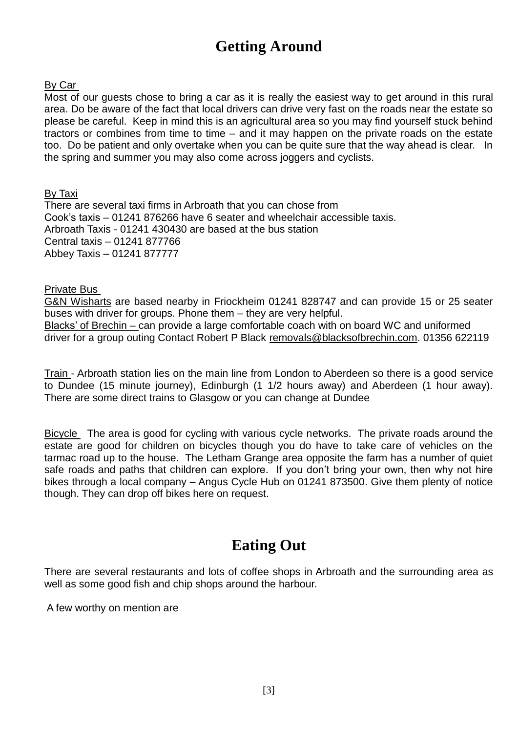# Getting Around

By Car

Most of our guests chose to bring a car as it is really the easiest way to get around in this rural area. Do be aware of the fact that local drivers can drive very fast on the roads near the estate so please be careful. Keep in mind this is an agricultural area so you may find yourself stuck behind tractors or combines from time to time – and it may happen on the private roads on the estate too. Do be patient and only overtake when you can be quite sure that the way ahead is clear. In the spring and summer you may also come across joggers and cyclists.

By Taxi

There are several taxi firms in Arbroath that you can chose from
Cook's taxis – 01241 876266 have 6 seater and wheelchair accessible taxis.
Arbroath Taxis - 01241 430430 are based at the bus station
Central taxis – 01241 877766
Abbey Taxis – 01241 877777

Private Bus

G&N Wisharts are based nearby in Friockheim 01241 828747 and can provide 15 or 25 seater buses with driver for groups. Phone them – they are very helpful.
Blacks' of Brechin – can provide a large comfortable coach with on board WC and uniformed driver for a group outing Contact Robert P Black removals@blacksofbrechin.com. 01356 622119

Train - Arbroath station lies on the main line from London to Aberdeen so there is a good service to Dundee (15 minute journey), Edinburgh (1 1/2 hours away) and Aberdeen (1 hour away). There are some direct trains to Glasgow or you can change at Dundee

Bicycle The area is good for cycling with various cycle networks. The private roads around the estate are good for children on bicycles though you do have to take care of vehicles on the tarmac road up to the house. The Letham Grange area opposite the farm has a number of quiet safe roads and paths that children can explore. If you don't bring your own, then why not hire bikes through a local company – Angus Cycle Hub on 01241 873500. Give them plenty of notice though. They can drop off bikes here on request.

# Eating Out

There are several restaurants and lots of coffee shops in Arbroath and the surrounding area as well as some good fish and chip shops around the harbour.

A few worthy on mention are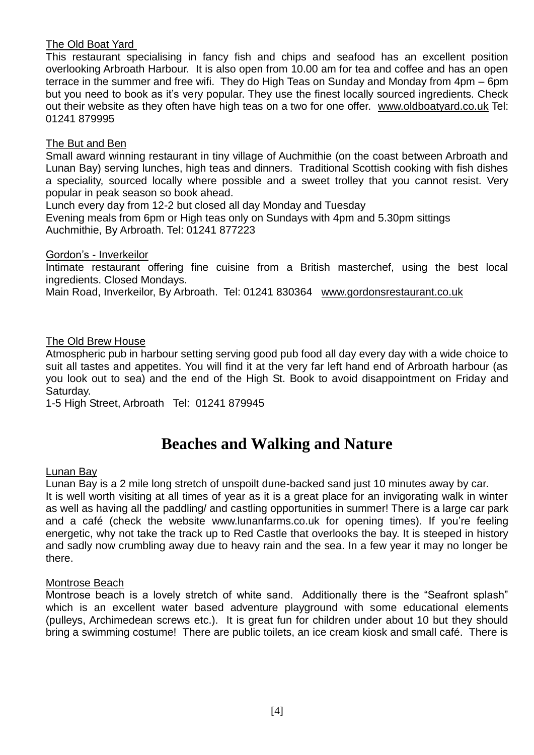<u>The Old Boat Yard</u>

This restaurant specialising in fancy fish and chips and seafood has an excellent position overlooking Arbroath Harbour. It is also open from 10.00 am for tea and coffee and has an open terrace in the summer and free wifi. They do High Teas on Sunday and Monday from 4pm – 6pm but you need to book as it's very popular. They use the finest locally sourced ingredients. Check out their website as they often have high teas on a two for one offer. www.oldboatyard.co.uk Tel: 01241 879995

<u>The But and Ben</u>

Small award winning restaurant in tiny village of Auchmithie (on the coast between Arbroath and Lunan Bay) serving lunches, high teas and dinners. Traditional Scottish cooking with fish dishes a speciality, sourced locally where possible and a sweet trolley that you cannot resist. Very popular in peak season so book ahead.

Lunch every day from 12-2 but closed all day Monday and Tuesday

Evening meals from 6pm or High teas only on Sundays with 4pm and 5.30pm sittings

Auchmithie, By Arbroath. Tel: 01241 877223

<u>Gordon's - Inverkeilor</u>

Intimate restaurant offering fine cuisine from a British masterchef, using the best local ingredients. Closed Mondays.

Main Road, Inverkeilor, By Arbroath. Tel: 01241 830364 www.gordonsrestaurant.co.uk

<u>The Old Brew House</u>

Atmospheric pub in harbour setting serving good pub food all day every day with a wide choice to suit all tastes and appetites. You will find it at the very far left hand end of Arbroath harbour (as you look out to sea) and the end of the High St. Book to avoid disappointment on Friday and Saturday.

1-5 High Street, Arbroath Tel: 01241 879945

# Beaches and Walking and Nature

<u>Lunan Bay</u>

Lunan Bay is a 2 mile long stretch of unspoilt dune-backed sand just 10 minutes away by car. It is well worth visiting at all times of year as it is a great place for an invigorating walk in winter as well as having all the paddling/ and castling opportunities in summer! There is a large car park and a café (check the website www.lunanfarms.co.uk for opening times). If you're feeling energetic, why not take the track up to Red Castle that overlooks the bay. It is steeped in history and sadly now crumbling away due to heavy rain and the sea. In a few year it may no longer be there.

<u>Montrose Beach</u>

Montrose beach is a lovely stretch of white sand. Additionally there is the "Seafront splash" which is an excellent water based adventure playground with some educational elements (pulleys, Archimedean screws etc.). It is great fun for children under about 10 but they should bring a swimming costume! There are public toilets, an ice cream kiosk and small café. There is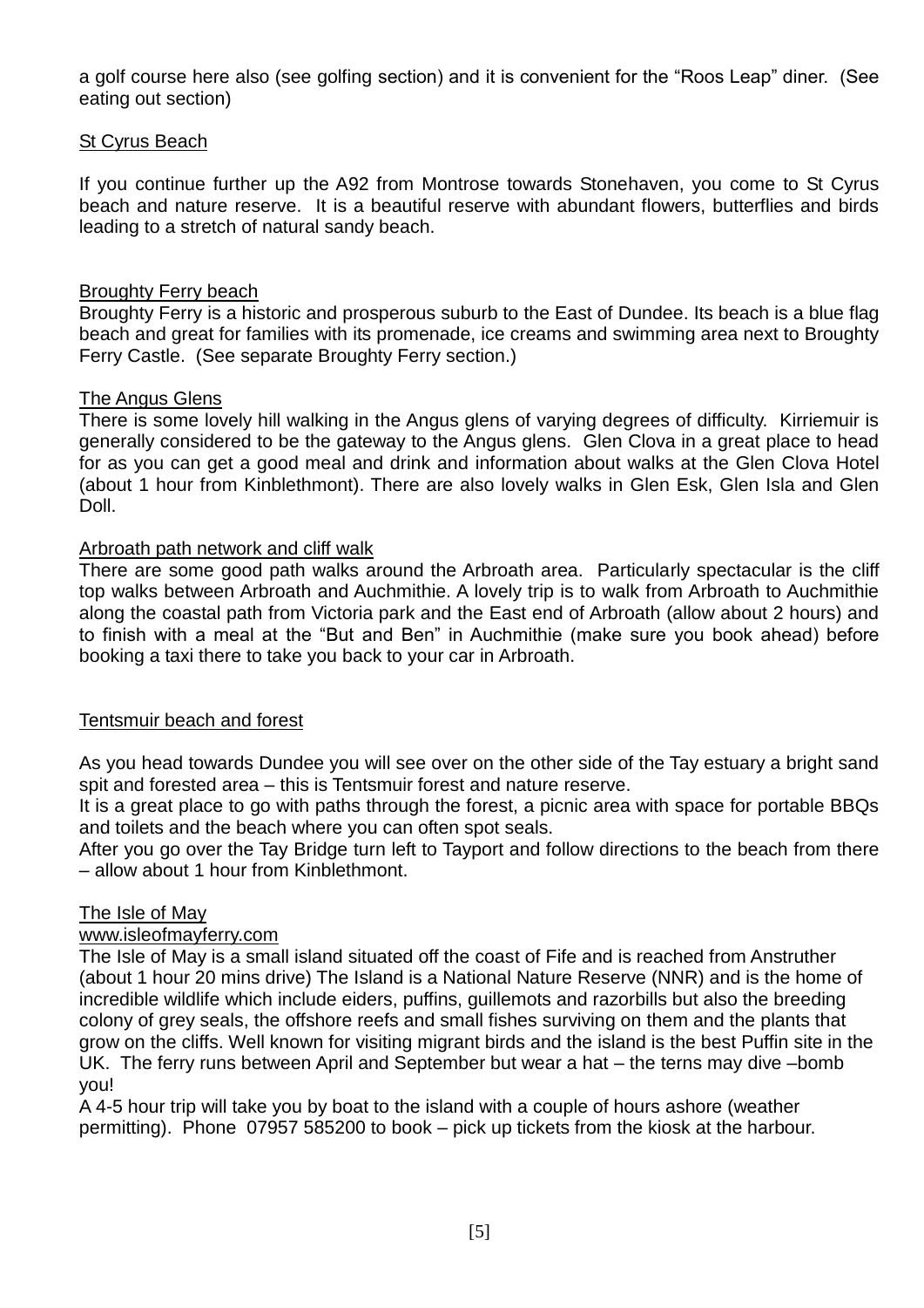a golf course here also (see golfing section) and it is convenient for the "Roos Leap" diner. (See eating out section)

### St Cyrus Beach

If you continue further up the A92 from Montrose towards Stonehaven, you come to St Cyrus beach and nature reserve. It is a beautiful reserve with abundant flowers, butterflies and birds leading to a stretch of natural sandy beach.

### Broughty Ferry beach

Broughty Ferry is a historic and prosperous suburb to the East of Dundee. Its beach is a blue flag beach and great for families with its promenade, ice creams and swimming area next to Broughty Ferry Castle. (See separate Broughty Ferry section.)

### The Angus Glens

There is some lovely hill walking in the Angus glens of varying degrees of difficulty. Kirriemuir is generally considered to be the gateway to the Angus glens. Glen Clova in a great place to head for as you can get a good meal and drink and information about walks at the Glen Clova Hotel (about 1 hour from Kinblethmont). There are also lovely walks in Glen Esk, Glen Isla and Glen Doll.

### Arbroath path network and cliff walk

There are some good path walks around the Arbroath area. Particularly spectacular is the cliff top walks between Arbroath and Auchmithie. A lovely trip is to walk from Arbroath to Auchmithie along the coastal path from Victoria park and the East end of Arbroath (allow about 2 hours) and to finish with a meal at the "But and Ben" in Auchmithie (make sure you book ahead) before booking a taxi there to take you back to your car in Arbroath.

### Tentsmuir beach and forest

As you head towards Dundee you will see over on the other side of the Tay estuary a bright sand spit and forested area – this is Tentsmuir forest and nature reserve.

It is a great place to go with paths through the forest, a picnic area with space for portable BBQs and toilets and the beach where you can often spot seals.

After you go over the Tay Bridge turn left to Tayport and follow directions to the beach from there – allow about 1 hour from Kinblethmont.

### The Isle of May

www.isleofmayferry.com

The Isle of May is a small island situated off the coast of Fife and is reached from Anstruther (about 1 hour 20 mins drive) The Island is a National Nature Reserve (NNR) and is the home of incredible wildlife which include eiders, puffins, guillemots and razorbills but also the breeding colony of grey seals, the offshore reefs and small fishes surviving on them and the plants that grow on the cliffs. Well known for visiting migrant birds and the island is the best Puffin site in the UK. The ferry runs between April and September but wear a hat – the terns may dive –bomb you!

A 4-5 hour trip will take you by boat to the island with a couple of hours ashore (weather permitting). Phone 07957 585200 to book – pick up tickets from the kiosk at the harbour.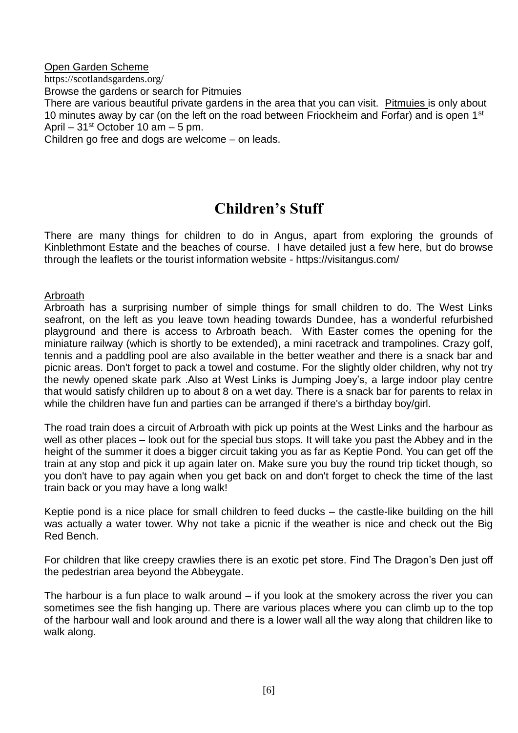Open Garden Scheme

https://scotlandsgardens.org/

Browse the gardens or search for Pitmuies

There are various beautiful private gardens in the area that you can visit. Pitmuies is only about 10 minutes away by car (on the left on the road between Friockheim and Forfar) and is open 1st April – 31st October 10 am – 5 pm.

Children go free and dogs are welcome – on leads.

# Children's Stuff

There are many things for children to do in Angus, apart from exploring the grounds of Kinblethmont Estate and the beaches of course. I have detailed just a few here, but do browse through the leaflets or the tourist information website - https://visitangus.com/

Arbroath

Arbroath has a surprising number of simple things for small children to do. The West Links seafront, on the left as you leave town heading towards Dundee, has a wonderful refurbished playground and there is access to Arbroath beach. With Easter comes the opening for the miniature railway (which is shortly to be extended), a mini racetrack and trampolines. Crazy golf, tennis and a paddling pool are also available in the better weather and there is a snack bar and picnic areas. Don't forget to pack a towel and costume. For the slightly older children, why not try the newly opened skate park .Also at West Links is Jumping Joey's, a large indoor play centre that would satisfy children up to about 8 on a wet day. There is a snack bar for parents to relax in while the children have fun and parties can be arranged if there's a birthday boy/girl.

The road train does a circuit of Arbroath with pick up points at the West Links and the harbour as well as other places – look out for the special bus stops. It will take you past the Abbey and in the height of the summer it does a bigger circuit taking you as far as Keptie Pond. You can get off the train at any stop and pick it up again later on. Make sure you buy the round trip ticket though, so you don't have to pay again when you get back on and don't forget to check the time of the last train back or you may have a long walk!

Keptie pond is a nice place for small children to feed ducks – the castle-like building on the hill was actually a water tower. Why not take a picnic if the weather is nice and check out the Big Red Bench.

For children that like creepy crawlies there is an exotic pet store. Find The Dragon's Den just off the pedestrian area beyond the Abbeygate.

The harbour is a fun place to walk around – if you look at the smokery across the river you can sometimes see the fish hanging up. There are various places where you can climb up to the top of the harbour wall and look around and there is a lower wall all the way along that children like to walk along.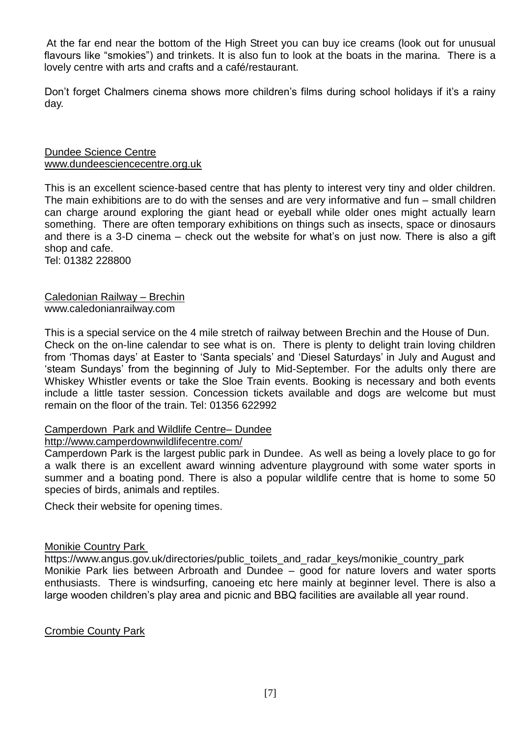At the far end near the bottom of the High Street you can buy ice creams (look out for unusual flavours like "smokies") and trinkets. It is also fun to look at the boats in the marina. There is a lovely centre with arts and crafts and a café/restaurant.

Don't forget Chalmers cinema shows more children's films during school holidays if it's a rainy day.

Dundee Science Centre
www.dundeesciencecentre.org.uk

This is an excellent science-based centre that has plenty to interest very tiny and older children. The main exhibitions are to do with the senses and are very informative and fun – small children can charge around exploring the giant head or eyeball while older ones might actually learn something. There are often temporary exhibitions on things such as insects, space or dinosaurs and there is a 3-D cinema – check out the website for what's on just now. There is also a gift shop and cafe.
Tel: 01382 228800

Caledonian Railway – Brechin
www.caledonianrailway.com

This is a special service on the 4 mile stretch of railway between Brechin and the House of Dun. Check on the on-line calendar to see what is on. There is plenty to delight train loving children from 'Thomas days' at Easter to 'Santa specials' and 'Diesel Saturdays' in July and August and 'steam Sundays' from the beginning of July to Mid-September. For the adults only there are Whiskey Whistler events or take the Sloe Train events. Booking is necessary and both events include a little taster session. Concession tickets available and dogs are welcome but must remain on the floor of the train. Tel: 01356 622992

Camperdown Park and Wildlife Centre– Dundee
http://www.camperdownwildlifecentre.com/
Camperdown Park is the largest public park in Dundee. As well as being a lovely place to go for a walk there is an excellent award winning adventure playground with some water sports in summer and a boating pond. There is also a popular wildlife centre that is home to some 50 species of birds, animals and reptiles.

Check their website for opening times.

Monikie Country Park
https://www.angus.gov.uk/directories/public_toilets_and_radar_keys/monikie_country_park
Monikie Park lies between Arbroath and Dundee – good for nature lovers and water sports enthusiasts. There is windsurfing, canoeing etc here mainly at beginner level. There is also a large wooden children's play area and picnic and BBQ facilities are available all year round.

Crombie County Park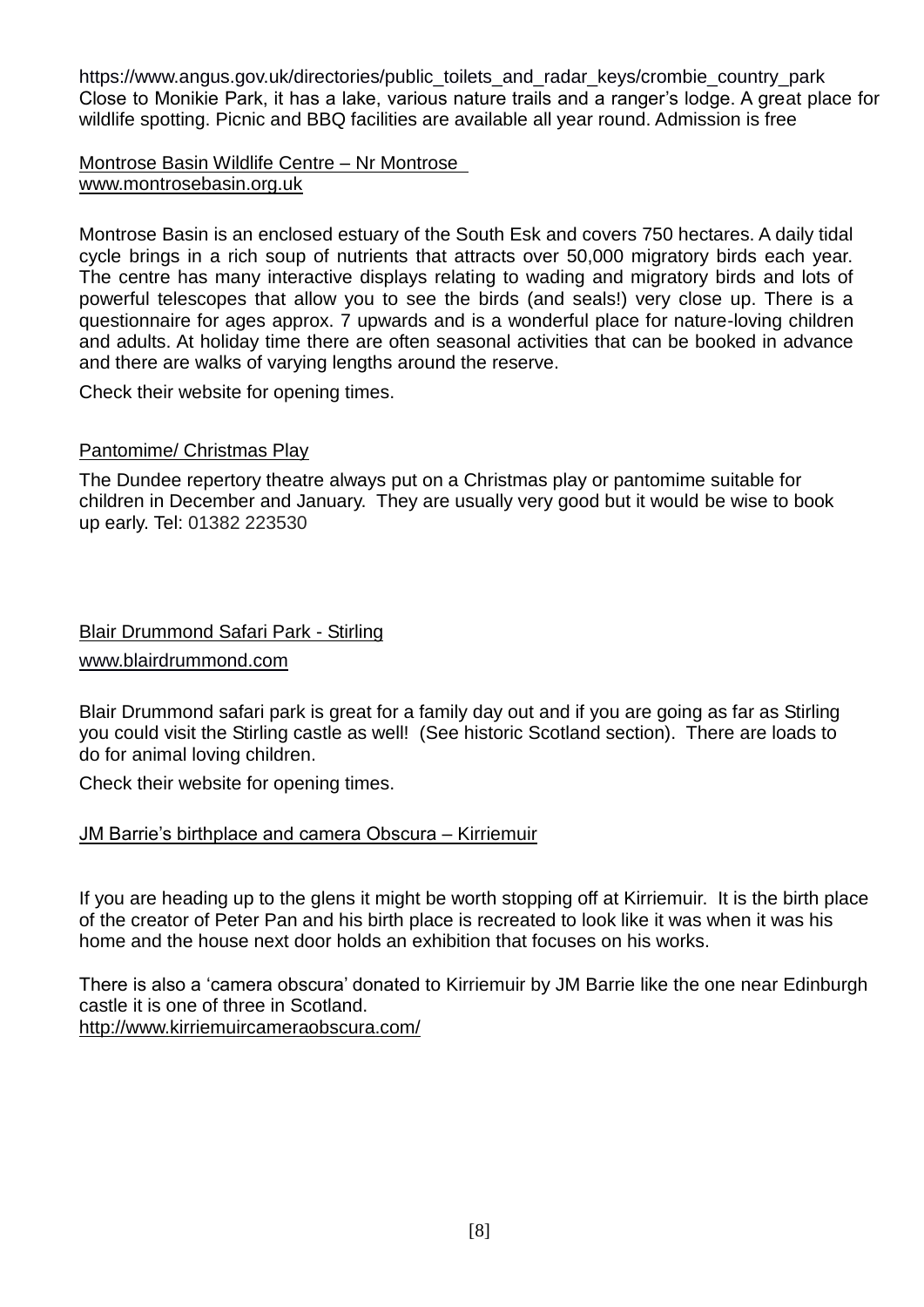https://www.angus.gov.uk/directories/public_toilets_and_radar_keys/crombie_country_park
Close to Monikie Park, it has a lake, various nature trails and a ranger's lodge. A great place for wildlife spotting. Picnic and BBQ facilities are available all year round. Admission is free

Montrose Basin Wildlife Centre – Nr Montrose
www.montrosebasin.org.uk

Montrose Basin is an enclosed estuary of the South Esk and covers 750 hectares. A daily tidal cycle brings in a rich soup of nutrients that attracts over 50,000 migratory birds each year. The centre has many interactive displays relating to wading and migratory birds and lots of powerful telescopes that allow you to see the birds (and seals!) very close up. There is a questionnaire for ages approx. 7 upwards and is a wonderful place for nature-loving children and adults. At holiday time there are often seasonal activities that can be booked in advance and there are walks of varying lengths around the reserve.

Check their website for opening times.

Pantomime/ Christmas Play

The Dundee repertory theatre always put on a Christmas play or pantomime suitable for children in December and January. They are usually very good but it would be wise to book up early. Tel: 01382 223530

Blair Drummond Safari Park - Stirling

www.blairdrummond.com

Blair Drummond safari park is great for a family day out and if you are going as far as Stirling you could visit the Stirling castle as well! (See historic Scotland section). There are loads to do for animal loving children.

Check their website for opening times.

JM Barrie's birthplace and camera Obscura – Kirriemuir

If you are heading up to the glens it might be worth stopping off at Kirriemuir. It is the birth place of the creator of Peter Pan and his birth place is recreated to look like it was when it was his home and the house next door holds an exhibition that focuses on his works.

There is also a 'camera obscura' donated to Kirriemuir by JM Barrie like the one near Edinburgh castle it is one of three in Scotland.
http://www.kirriemuircameraobscura.com/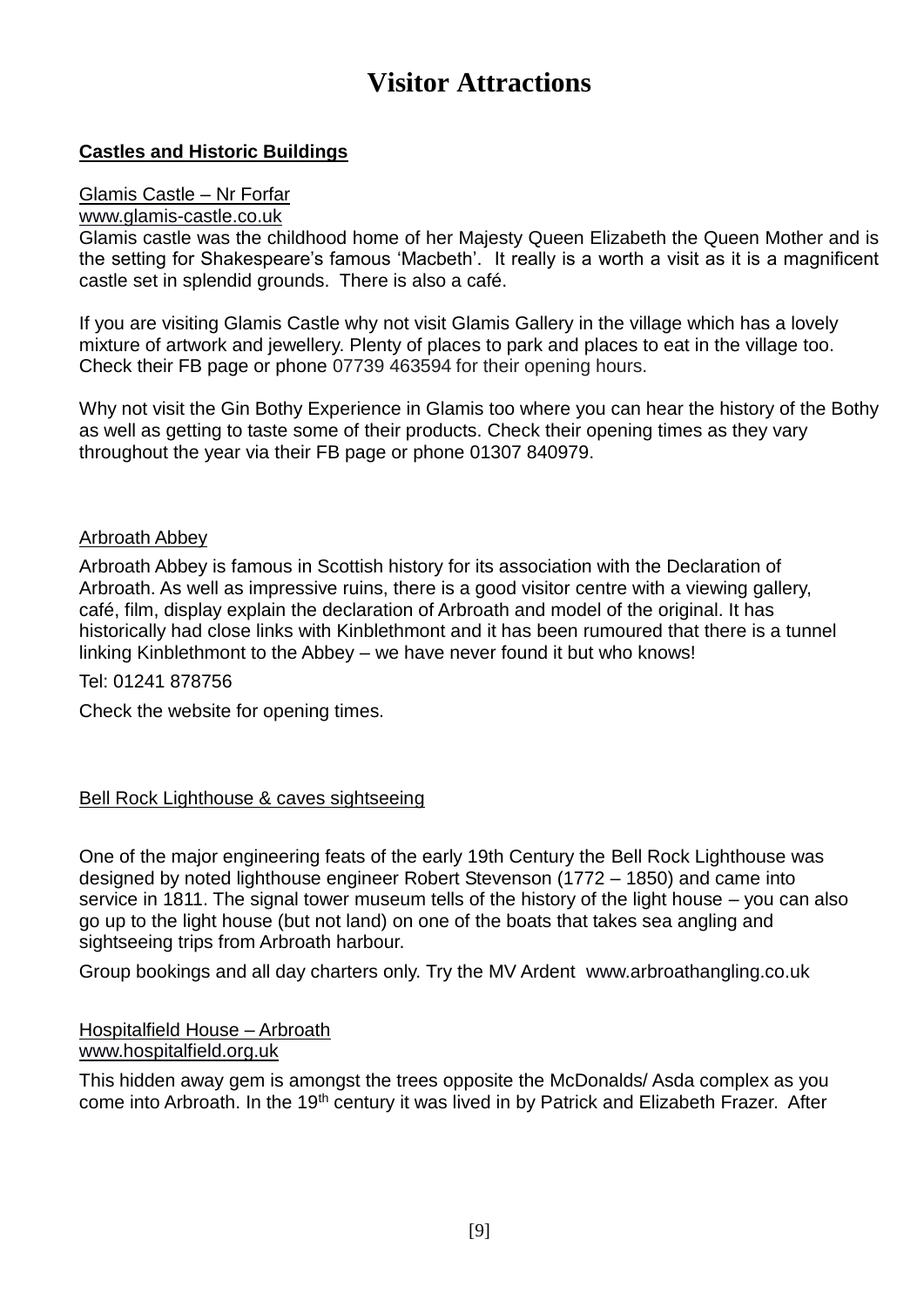# Visitor Attractions

## Castles and Historic Buildings

Glamis Castle – Nr Forfar
www.glamis-castle.co.uk
Glamis castle was the childhood home of her Majesty Queen Elizabeth the Queen Mother and is the setting for Shakespeare's famous 'Macbeth'. It really is a worth a visit as it is a magnificent castle set in splendid grounds. There is also a café.

If you are visiting Glamis Castle why not visit Glamis Gallery in the village which has a lovely mixture of artwork and jewellery. Plenty of places to park and places to eat in the village too. Check their FB page or phone 07739 463594 for their opening hours.

Why not visit the Gin Bothy Experience in Glamis too where you can hear the history of the Bothy as well as getting to taste some of their products. Check their opening times as they vary throughout the year via their FB page or phone 01307 840979.

Arbroath Abbey

Arbroath Abbey is famous in Scottish history for its association with the Declaration of Arbroath. As well as impressive ruins, there is a good visitor centre with a viewing gallery, café, film, display explain the declaration of Arbroath and model of the original. It has historically had close links with Kinblethmont and it has been rumoured that there is a tunnel linking Kinblethmont to the Abbey – we have never found it but who knows!

Tel: 01241 878756

Check the website for opening times.

Bell Rock Lighthouse & caves sightseeing

One of the major engineering feats of the early 19th Century the Bell Rock Lighthouse was designed by noted lighthouse engineer Robert Stevenson (1772 – 1850) and came into service in 1811. The signal tower museum tells of the history of the light house – you can also go up to the light house (but not land) on one of the boats that takes sea angling and sightseeing trips from Arbroath harbour.

Group bookings and all day charters only. Try the MV Ardent www.arbroathangling.co.uk

Hospitalfield House – Arbroath
www.hospitalfield.org.uk

This hidden away gem is amongst the trees opposite the McDonalds/ Asda complex as you come into Arbroath. In the 19th century it was lived in by Patrick and Elizabeth Frazer. After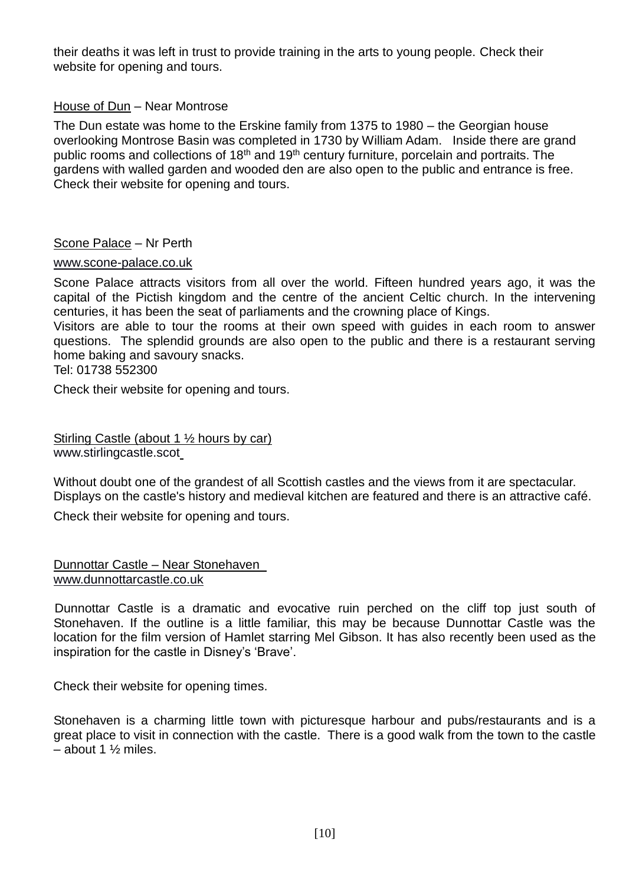their deaths it was left in trust to provide training in the arts to young people. Check their website for opening and tours.

<u>House of Dun</u> – Near Montrose

The Dun estate was home to the Erskine family from 1375 to 1980 – the Georgian house overlooking Montrose Basin was completed in 1730 by William Adam. Inside there are grand public rooms and collections of 18th and 19th century furniture, porcelain and portraits. The gardens with walled garden and wooded den are also open to the public and entrance is free. Check their website for opening and tours.

<u>Scone Palace</u> – Nr Perth

www.scone-palace.co.uk

Scone Palace attracts visitors from all over the world. Fifteen hundred years ago, it was the capital of the Pictish kingdom and the centre of the ancient Celtic church. In the intervening centuries, it has been the seat of parliaments and the crowning place of Kings.

Visitors are able to tour the rooms at their own speed with guides in each room to answer questions. The splendid grounds are also open to the public and there is a restaurant serving home baking and savoury snacks.

Tel: 01738 552300

Check their website for opening and tours.

<u>Stirling Castle (about 1 ½ hours by car)</u>

www.stirlingcastle.scot

Without doubt one of the grandest of all Scottish castles and the views from it are spectacular. Displays on the castle's history and medieval kitchen are featured and there is an attractive café.

Check their website for opening and tours.

<u>Dunnottar Castle – Near Stonehaven</u>

www.dunnottarcastle.co.uk

Dunnottar Castle is a dramatic and evocative ruin perched on the cliff top just south of Stonehaven. If the outline is a little familiar, this may be because Dunnottar Castle was the location for the film version of Hamlet starring Mel Gibson. It has also recently been used as the inspiration for the castle in Disney's 'Brave'.

Check their website for opening times.

Stonehaven is a charming little town with picturesque harbour and pubs/restaurants and is a great place to visit in connection with the castle. There is a good walk from the town to the castle – about 1 ½ miles.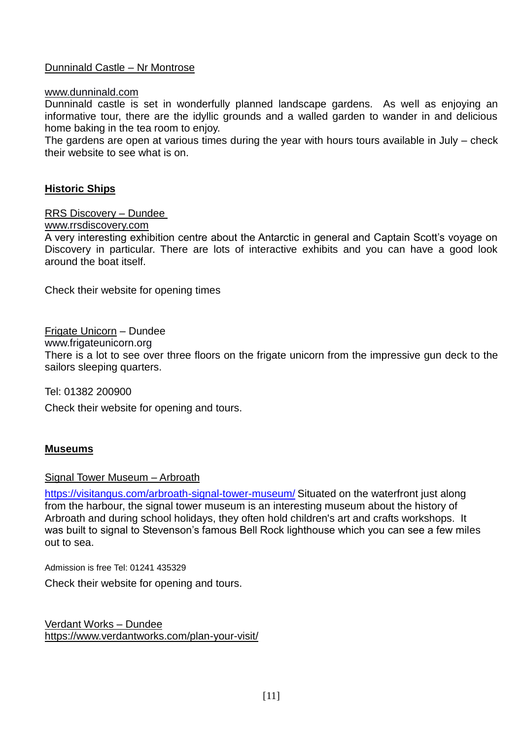Dunninald Castle – Nr Montrose

www.dunninald.com

Dunninald castle is set in wonderfully planned landscape gardens. As well as enjoying an informative tour, there are the idyllic grounds and a walled garden to wander in and delicious home baking in the tea room to enjoy.

The gardens are open at various times during the year with hours tours available in July – check their website to see what is on.

## Historic Ships

RRS Discovery – Dundee

www.rrsdiscovery.com

A very interesting exhibition centre about the Antarctic in general and Captain Scott's voyage on Discovery in particular. There are lots of interactive exhibits and you can have a good look around the boat itself.

Check their website for opening times

Frigate Unicorn – Dundee

www.frigateunicorn.org

There is a lot to see over three floors on the frigate unicorn from the impressive gun deck to the sailors sleeping quarters.

Tel: 01382 200900

Check their website for opening and tours.

## Museums

Signal Tower Museum – Arbroath

https://visitangus.com/arbroath-signal-tower-museum/ Situated on the waterfront just along from the harbour, the signal tower museum is an interesting museum about the history of Arbroath and during school holidays, they often hold children's art and crafts workshops. It was built to signal to Stevenson's famous Bell Rock lighthouse which you can see a few miles out to sea.

Admission is free Tel: 01241 435329

Check their website for opening and tours.

Verdant Works – Dundee

https://www.verdantworks.com/plan-your-visit/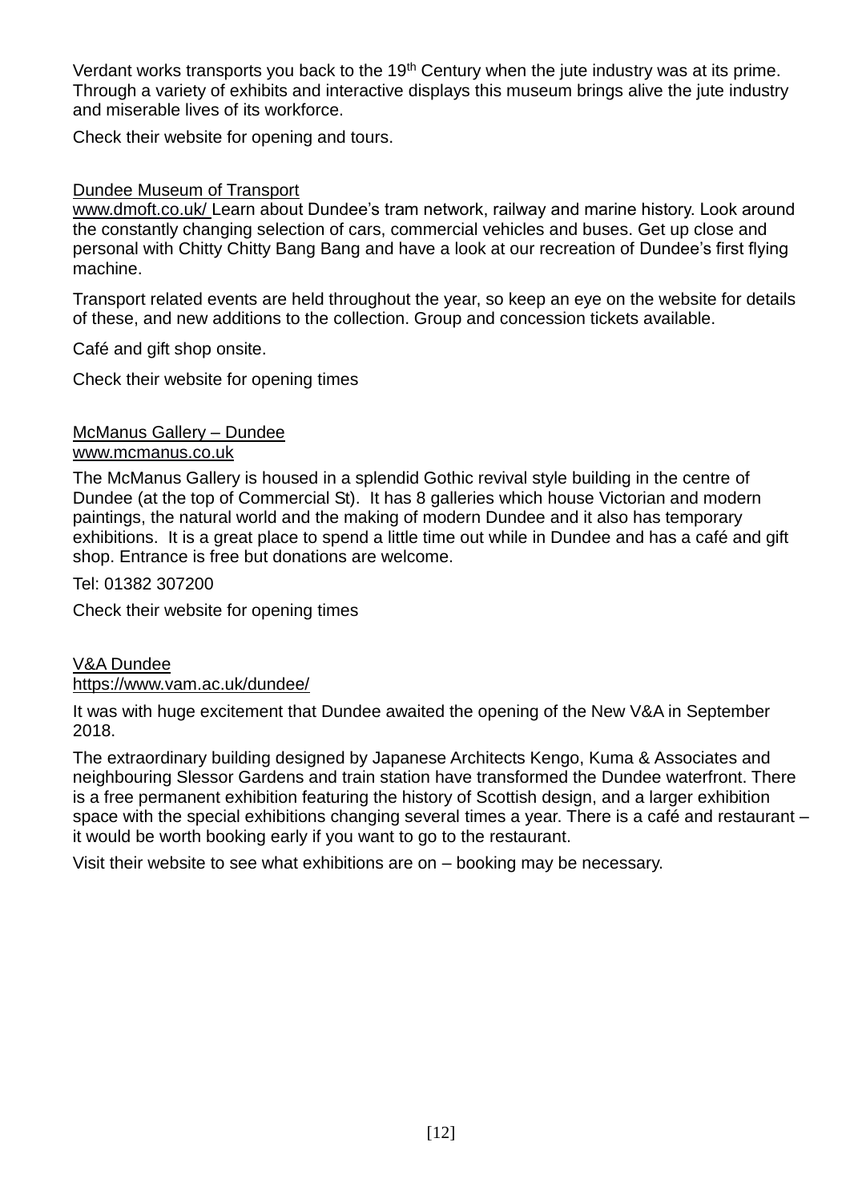Verdant works transports you back to the 19th Century when the jute industry was at its prime. Through a variety of exhibits and interactive displays this museum brings alive the jute industry and miserable lives of its workforce.

Check their website for opening and tours.

Dundee Museum of Transport
www.dmoft.co.uk/ Learn about Dundee's tram network, railway and marine history. Look around the constantly changing selection of cars, commercial vehicles and buses. Get up close and personal with Chitty Chitty Bang Bang and have a look at our recreation of Dundee's first flying machine.

Transport related events are held throughout the year, so keep an eye on the website for details of these, and new additions to the collection. Group and concession tickets available.

Café and gift shop onsite.

Check their website for opening times

McManus Gallery – Dundee
www.mcmanus.co.uk

The McManus Gallery is housed in a splendid Gothic revival style building in the centre of Dundee (at the top of Commercial St). It has 8 galleries which house Victorian and modern paintings, the natural world and the making of modern Dundee and it also has temporary exhibitions. It is a great place to spend a little time out while in Dundee and has a café and gift shop. Entrance is free but donations are welcome.

Tel: 01382 307200

Check their website for opening times

V&A Dundee
https://www.vam.ac.uk/dundee/

It was with huge excitement that Dundee awaited the opening of the New V&A in September 2018.

The extraordinary building designed by Japanese Architects Kengo, Kuma & Associates and neighbouring Slessor Gardens and train station have transformed the Dundee waterfront. There is a free permanent exhibition featuring the history of Scottish design, and a larger exhibition space with the special exhibitions changing several times a year. There is a café and restaurant – it would be worth booking early if you want to go to the restaurant.

Visit their website to see what exhibitions are on – booking may be necessary.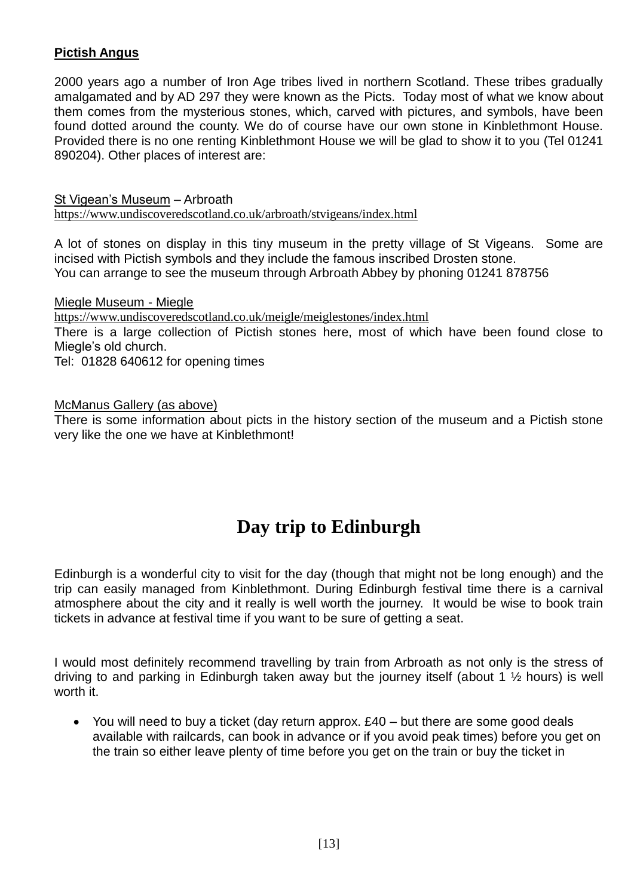**Pictish Angus**

2000 years ago a number of Iron Age tribes lived in northern Scotland. These tribes gradually amalgamated and by AD 297 they were known as the Picts. Today most of what we know about them comes from the mysterious stones, which, carved with pictures, and symbols, have been found dotted around the county. We do of course have our own stone in Kinblethmont House. Provided there is no one renting Kinblethmont House we will be glad to show it to you (Tel 01241 890204). Other places of interest are:

St Vigean's Museum – Arbroath
https://www.undiscoveredscotland.co.uk/arbroath/stvigeans/index.html

A lot of stones on display in this tiny museum in the pretty village of St Vigeans. Some are incised with Pictish symbols and they include the famous inscribed Drosten stone.
You can arrange to see the museum through Arbroath Abbey by phoning 01241 878756

Miegle Museum - Miegle
https://www.undiscoveredscotland.co.uk/meigle/meiglestones/index.html
There is a large collection of Pictish stones here, most of which have been found close to Miegle's old church.
Tel: 01828 640612 for opening times

McManus Gallery (as above)
There is some information about picts in the history section of the museum and a Pictish stone very like the one we have at Kinblethmont!

# Day trip to Edinburgh

Edinburgh is a wonderful city to visit for the day (though that might not be long enough) and the trip can easily managed from Kinblethmont. During Edinburgh festival time there is a carnival atmosphere about the city and it really is well worth the journey. It would be wise to book train tickets in advance at festival time if you want to be sure of getting a seat.

I would most definitely recommend travelling by train from Arbroath as not only is the stress of driving to and parking in Edinburgh taken away but the journey itself (about 1 ½ hours) is well worth it.

- You will need to buy a ticket (day return approx. £40 – but there are some good deals available with railcards, can book in advance or if you avoid peak times) before you get on the train so either leave plenty of time before you get on the train or buy the ticket in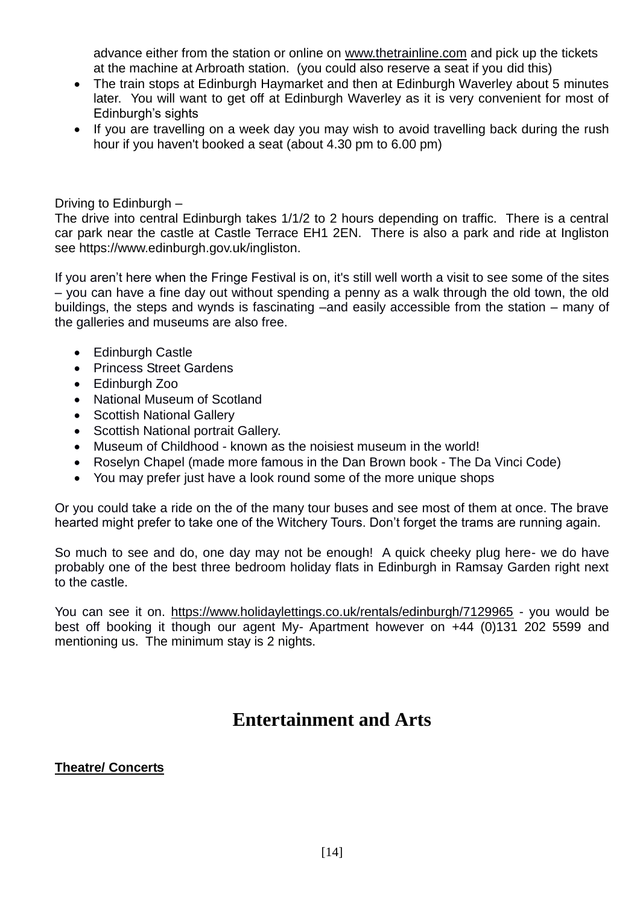advance either from the station or online on www.thetrainline.com and pick up the tickets at the machine at Arbroath station. (you could also reserve a seat if you did this)

- The train stops at Edinburgh Haymarket and then at Edinburgh Waverley about 5 minutes later. You will want to get off at Edinburgh Waverley as it is very convenient for most of Edinburgh's sights
- If you are travelling on a week day you may wish to avoid travelling back during the rush hour if you haven't booked a seat (about 4.30 pm to 6.00 pm)

Driving to Edinburgh –

The drive into central Edinburgh takes 1/1/2 to 2 hours depending on traffic. There is a central car park near the castle at Castle Terrace EH1 2EN. There is also a park and ride at Ingliston see https://www.edinburgh.gov.uk/ingliston.

If you aren't here when the Fringe Festival is on, it's still well worth a visit to see some of the sites – you can have a fine day out without spending a penny as a walk through the old town, the old buildings, the steps and wynds is fascinating –and easily accessible from the station – many of the galleries and museums are also free.

- Edinburgh Castle
- Princess Street Gardens
- Edinburgh Zoo
- National Museum of Scotland
- Scottish National Gallery
- Scottish National portrait Gallery.
- Museum of Childhood - known as the noisiest museum in the world!
- Roselyn Chapel (made more famous in the Dan Brown book - The Da Vinci Code)
- You may prefer just have a look round some of the more unique shops

Or you could take a ride on the of the many tour buses and see most of them at once. The brave hearted might prefer to take one of the Witchery Tours. Don't forget the trams are running again.

So much to see and do, one day may not be enough! A quick cheeky plug here- we do have probably one of the best three bedroom holiday flats in Edinburgh in Ramsay Garden right next to the castle.

You can see it on. https://www.holidaylettings.co.uk/rentals/edinburgh/7129965 - you would be best off booking it though our agent My- Apartment however on +44 (0)131 202 5599 and mentioning us. The minimum stay is 2 nights.

# Entertainment and Arts

**Theatre/ Concerts**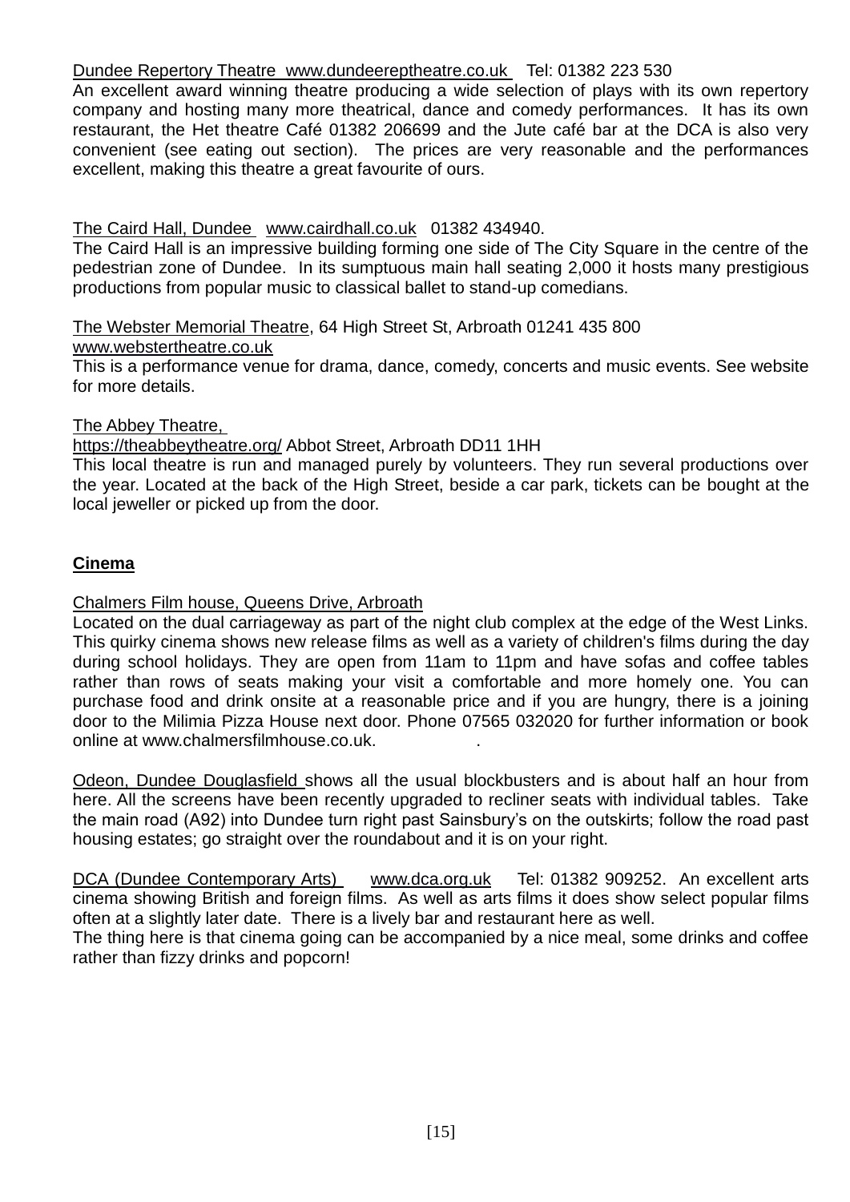Dundee Repertory Theatre www.dundeereptheatre.co.uk Tel: 01382 223 530
An excellent award winning theatre producing a wide selection of plays with its own repertory company and hosting many more theatrical, dance and comedy performances. It has its own restaurant, the Het theatre Café 01382 206699 and the Jute café bar at the DCA is also very convenient (see eating out section). The prices are very reasonable and the performances excellent, making this theatre a great favourite of ours.

The Caird Hall, Dundee www.cairdhall.co.uk 01382 434940.
The Caird Hall is an impressive building forming one side of The City Square in the centre of the pedestrian zone of Dundee. In its sumptuous main hall seating 2,000 it hosts many prestigious productions from popular music to classical ballet to stand-up comedians.

The Webster Memorial Theatre, 64 High Street St, Arbroath 01241 435 800
www.webstertheatre.co.uk
This is a performance venue for drama, dance, comedy, concerts and music events. See website for more details.

The Abbey Theatre,
https://theabbeytheatre.org/ Abbot Street, Arbroath DD11 1HH
This local theatre is run and managed purely by volunteers. They run several productions over the year. Located at the back of the High Street, beside a car park, tickets can be bought at the local jeweller or picked up from the door.

**Cinema**

Chalmers Film house, Queens Drive, Arbroath
Located on the dual carriageway as part of the night club complex at the edge of the West Links. This quirky cinema shows new release films as well as a variety of children's films during the day during school holidays. They are open from 11am to 11pm and have sofas and coffee tables rather than rows of seats making your visit a comfortable and more homely one. You can purchase food and drink onsite at a reasonable price and if you are hungry, there is a joining door to the Milimia Pizza House next door. Phone 07565 032020 for further information or book online at www.chalmersfilmhouse.co.uk.

Odeon, Dundee Douglasfield shows all the usual blockbusters and is about half an hour from here. All the screens have been recently upgraded to recliner seats with individual tables. Take the main road (A92) into Dundee turn right past Sainsbury's on the outskirts; follow the road past housing estates; go straight over the roundabout and it is on your right.

DCA (Dundee Contemporary Arts) www.dca.org.uk Tel: 01382 909252. An excellent arts cinema showing British and foreign films. As well as arts films it does show select popular films often at a slightly later date. There is a lively bar and restaurant here as well.
The thing here is that cinema going can be accompanied by a nice meal, some drinks and coffee rather than fizzy drinks and popcorn!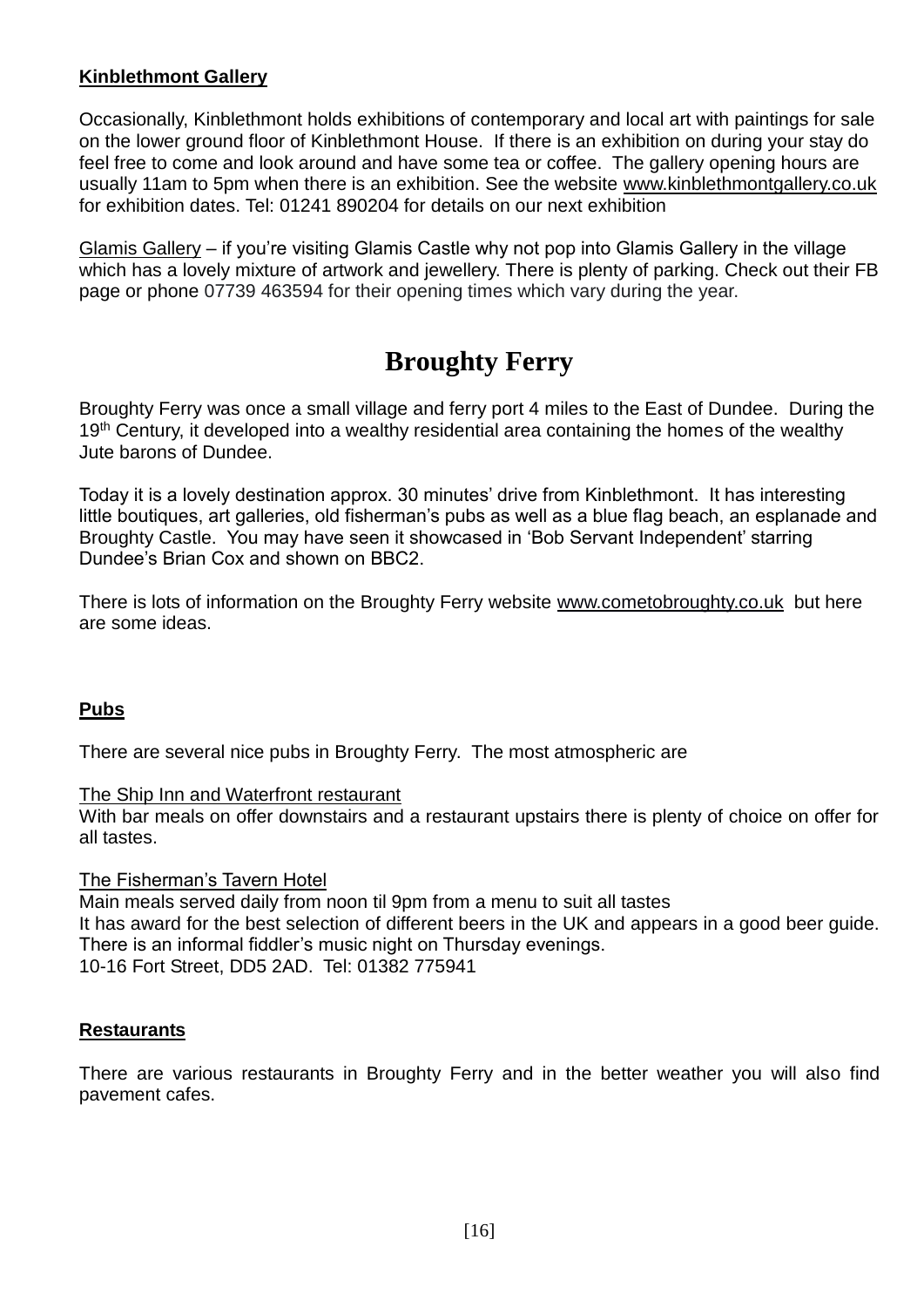**Kinblethmont Gallery**

Occasionally, Kinblethmont holds exhibitions of contemporary and local art with paintings for sale on the lower ground floor of Kinblethmont House. If there is an exhibition on during your stay do feel free to come and look around and have some tea or coffee. The gallery opening hours are usually 11am to 5pm when there is an exhibition. See the website www.kinblethmontgallery.co.uk for exhibition dates. Tel: 01241 890204 for details on our next exhibition

Glamis Gallery – if you're visiting Glamis Castle why not pop into Glamis Gallery in the village which has a lovely mixture of artwork and jewellery. There is plenty of parking. Check out their FB page or phone 07739 463594 for their opening times which vary during the year.

# Broughty Ferry

Broughty Ferry was once a small village and ferry port 4 miles to the East of Dundee. During the 19th Century, it developed into a wealthy residential area containing the homes of the wealthy Jute barons of Dundee.

Today it is a lovely destination approx. 30 minutes' drive from Kinblethmont. It has interesting little boutiques, art galleries, old fisherman's pubs as well as a blue flag beach, an esplanade and Broughty Castle. You may have seen it showcased in 'Bob Servant Independent' starring Dundee's Brian Cox and shown on BBC2.

There is lots of information on the Broughty Ferry website www.cometobroughty.co.uk but here are some ideas.

**Pubs**

There are several nice pubs in Broughty Ferry. The most atmospheric are

The Ship Inn and Waterfront restaurant
With bar meals on offer downstairs and a restaurant upstairs there is plenty of choice on offer for all tastes.

The Fisherman's Tavern Hotel
Main meals served daily from noon til 9pm from a menu to suit all tastes
It has award for the best selection of different beers in the UK and appears in a good beer guide. There is an informal fiddler's music night on Thursday evenings.
10-16 Fort Street, DD5 2AD. Tel: 01382 775941

**Restaurants**

There are various restaurants in Broughty Ferry and in the better weather you will also find pavement cafes.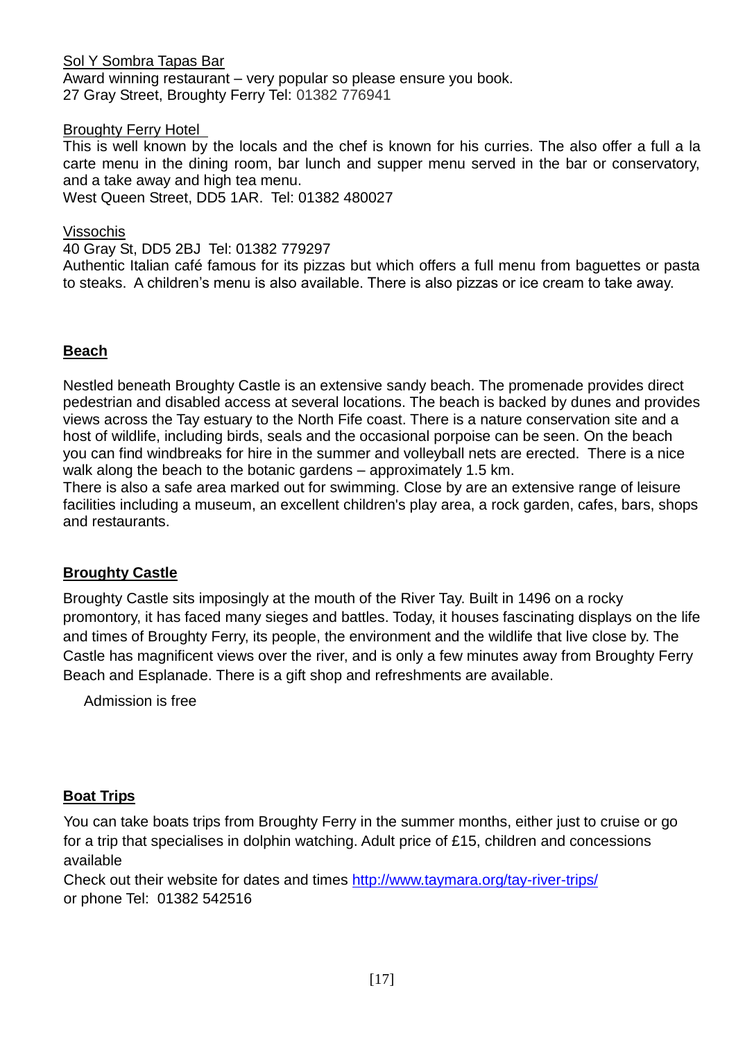Sol Y Sombra Tapas Bar

Award winning restaurant – very popular so please ensure you book.
27 Gray Street, Broughty Ferry Tel: 01382 776941

Broughty Ferry Hotel

This is well known by the locals and the chef is known for his curries. The also offer a full a la carte menu in the dining room, bar lunch and supper menu served in the bar or conservatory, and a take away and high tea menu.
West Queen Street, DD5 1AR. Tel: 01382 480027

Vissochis

40 Gray St, DD5 2BJ Tel: 01382 779297
Authentic Italian café famous for its pizzas but which offers a full menu from baguettes or pasta to steaks. A children's menu is also available. There is also pizzas or ice cream to take away.

## Beach

Nestled beneath Broughty Castle is an extensive sandy beach. The promenade provides direct pedestrian and disabled access at several locations. The beach is backed by dunes and provides views across the Tay estuary to the North Fife coast. There is a nature conservation site and a host of wildlife, including birds, seals and the occasional porpoise can be seen. On the beach you can find windbreaks for hire in the summer and volleyball nets are erected. There is a nice walk along the beach to the botanic gardens – approximately 1.5 km.
There is also a safe area marked out for swimming. Close by are an extensive range of leisure facilities including a museum, an excellent children's play area, a rock garden, cafes, bars, shops and restaurants.

## Broughty Castle

Broughty Castle sits imposingly at the mouth of the River Tay. Built in 1496 on a rocky promontory, it has faced many sieges and battles. Today, it houses fascinating displays on the life and times of Broughty Ferry, its people, the environment and the wildlife that live close by. The Castle has magnificent views over the river, and is only a few minutes away from Broughty Ferry Beach and Esplanade. There is a gift shop and refreshments are available.

Admission is free

## Boat Trips

You can take boats trips from Broughty Ferry in the summer months, either just to cruise or go for a trip that specialises in dolphin watching. Adult price of £15, children and concessions available
Check out their website for dates and times http://www.taymara.org/tay-river-trips/
or phone Tel: 01382 542516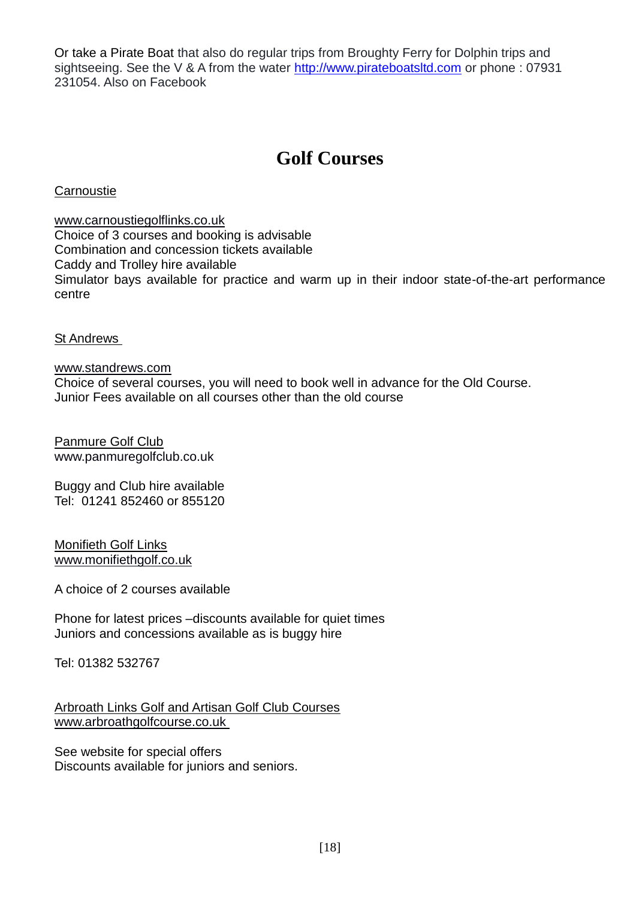Or take a Pirate Boat that also do regular trips from Broughty Ferry for Dolphin trips and sightseeing. See the V & A from the water [http://www.pirateboatsltd.com](http://www.pirateboatsltd.com) or phone : 07931 231054. Also on Facebook

# Golf Courses

Carnoustie

www.carnoustiegolflinks.co.uk
Choice of 3 courses and booking is advisable
Combination and concession tickets available
Caddy and Trolley hire available
Simulator bays available for practice and warm up in their indoor state-of-the-art performance centre

St Andrews

www.standrews.com
Choice of several courses, you will need to book well in advance for the Old Course.
Junior Fees available on all courses other than the old course

Panmure Golf Club
www.panmuregolfclub.co.uk

Buggy and Club hire available
Tel: 01241 852460 or 855120

Monifieth Golf Links
www.monifiethgolf.co.uk

A choice of 2 courses available

Phone for latest prices –discounts available for quiet times
Juniors and concessions available as is buggy hire

Tel: 01382 532767

Arbroath Links Golf and Artisan Golf Club Courses
www.arbroathgolfcourse.co.uk

See website for special offers
Discounts available for juniors and seniors.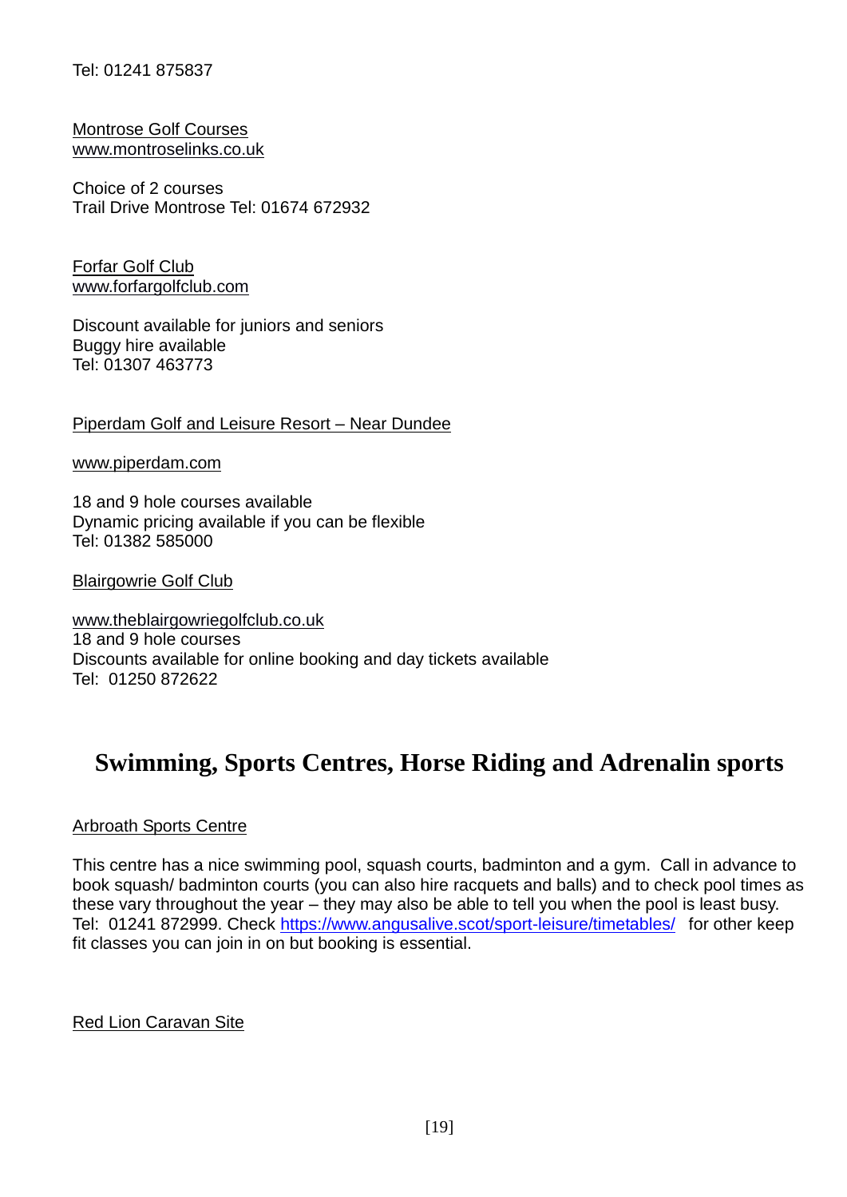Tel: 01241 875837

Montrose Golf Courses
www.montroselinks.co.uk

Choice of 2 courses
Trail Drive Montrose Tel: 01674 672932

Forfar Golf Club
www.forfargolfclub.com

Discount available for juniors and seniors
Buggy hire available
Tel: 01307 463773

Piperdam Golf and Leisure Resort – Near Dundee

www.piperdam.com

18 and 9 hole courses available
Dynamic pricing available if you can be flexible
Tel: 01382 585000

Blairgowrie Golf Club

www.theblairgowriegolfclub.co.uk
18 and 9 hole courses
Discounts available for online booking and day tickets available
Tel: 01250 872622

## Swimming, Sports Centres, Horse Riding and Adrenalin sports

Arbroath Sports Centre

This centre has a nice swimming pool, squash courts, badminton and a gym. Call in advance to book squash/ badminton courts (you can also hire racquets and balls) and to check pool times as these vary throughout the year – they may also be able to tell you when the pool is least busy. Tel: 01241 872999. Check https://www.angusalive.scot/sport-leisure/timetables/ for other keep fit classes you can join in on but booking is essential.

Red Lion Caravan Site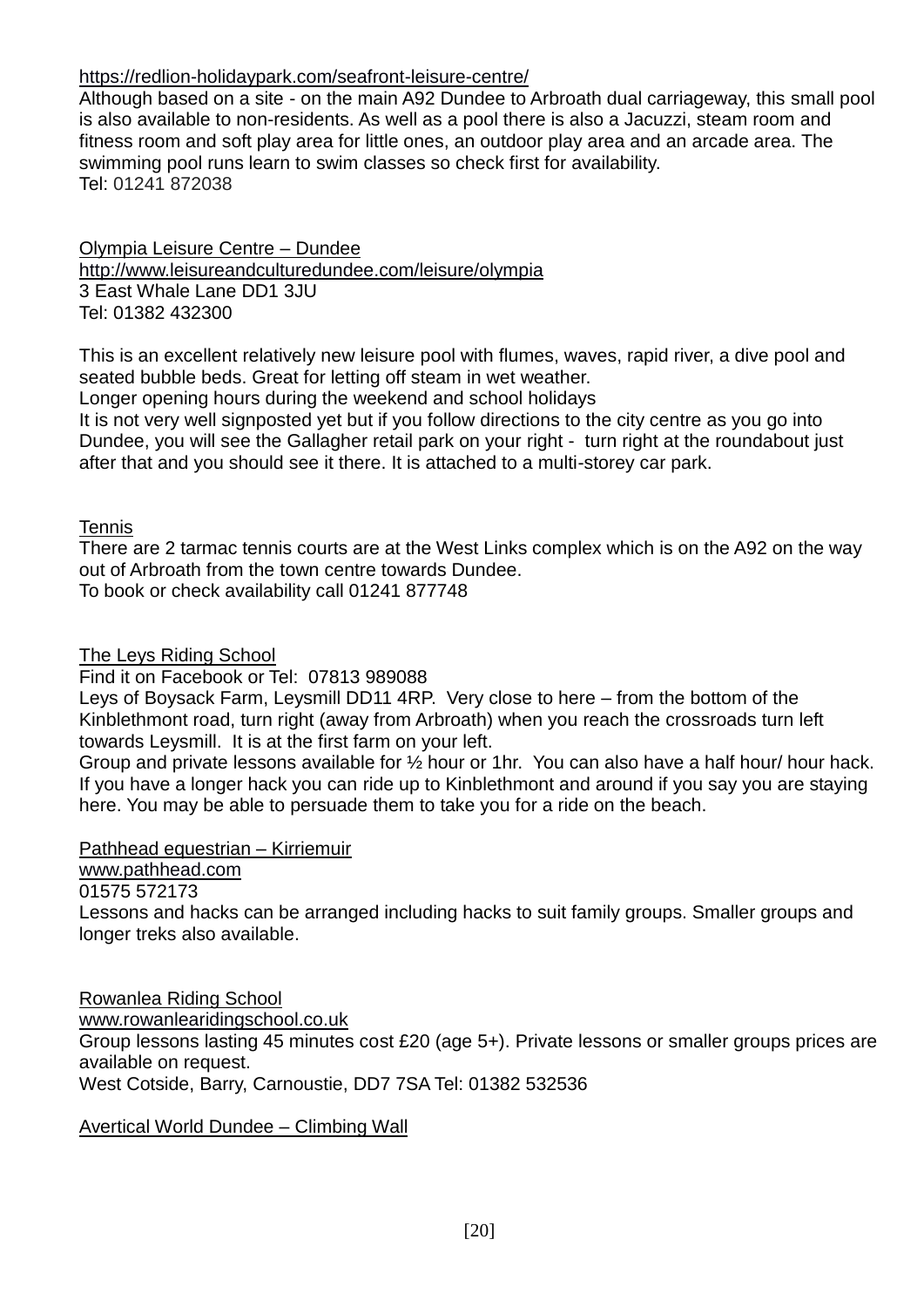https://redlion-holidaypark.com/seafront-leisure-centre/
Although based on a site - on the main A92 Dundee to Arbroath dual carriageway, this small pool is also available to non-residents. As well as a pool there is also a Jacuzzi, steam room and fitness room and soft play area for little ones, an outdoor play area and an arcade area. The swimming pool runs learn to swim classes so check first for availability.
Tel: 01241 872038

Olympia Leisure Centre – Dundee
http://www.leisureandculturedundee.com/leisure/olympia
3 East Whale Lane DD1 3JU
Tel: 01382 432300

This is an excellent relatively new leisure pool with flumes, waves, rapid river, a dive pool and seated bubble beds. Great for letting off steam in wet weather.
Longer opening hours during the weekend and school holidays
It is not very well signposted yet but if you follow directions to the city centre as you go into Dundee, you will see the Gallagher retail park on your right - turn right at the roundabout just after that and you should see it there. It is attached to a multi-storey car park.

Tennis
There are 2 tarmac tennis courts are at the West Links complex which is on the A92 on the way out of Arbroath from the town centre towards Dundee.
To book or check availability call 01241 877748

The Leys Riding School
Find it on Facebook or Tel: 07813 989088
Leys of Boysack Farm, Leysmill DD11 4RP. Very close to here – from the bottom of the Kinblethmont road, turn right (away from Arbroath) when you reach the crossroads turn left towards Leysmill. It is at the first farm on your left.
Group and private lessons available for ½ hour or 1hr. You can also have a half hour/ hour hack. If you have a longer hack you can ride up to Kinblethmont and around if you say you are staying here. You may be able to persuade them to take you for a ride on the beach.

Pathhead equestrian – Kirriemuir
www.pathhead.com
01575 572173
Lessons and hacks can be arranged including hacks to suit family groups. Smaller groups and longer treks also available.

Rowanlea Riding School
www.rowanlearidingschool.co.uk
Group lessons lasting 45 minutes cost £20 (age 5+). Private lessons or smaller groups prices are available on request.
West Cotside, Barry, Carnoustie, DD7 7SA Tel: 01382 532536

Avertical World Dundee – Climbing Wall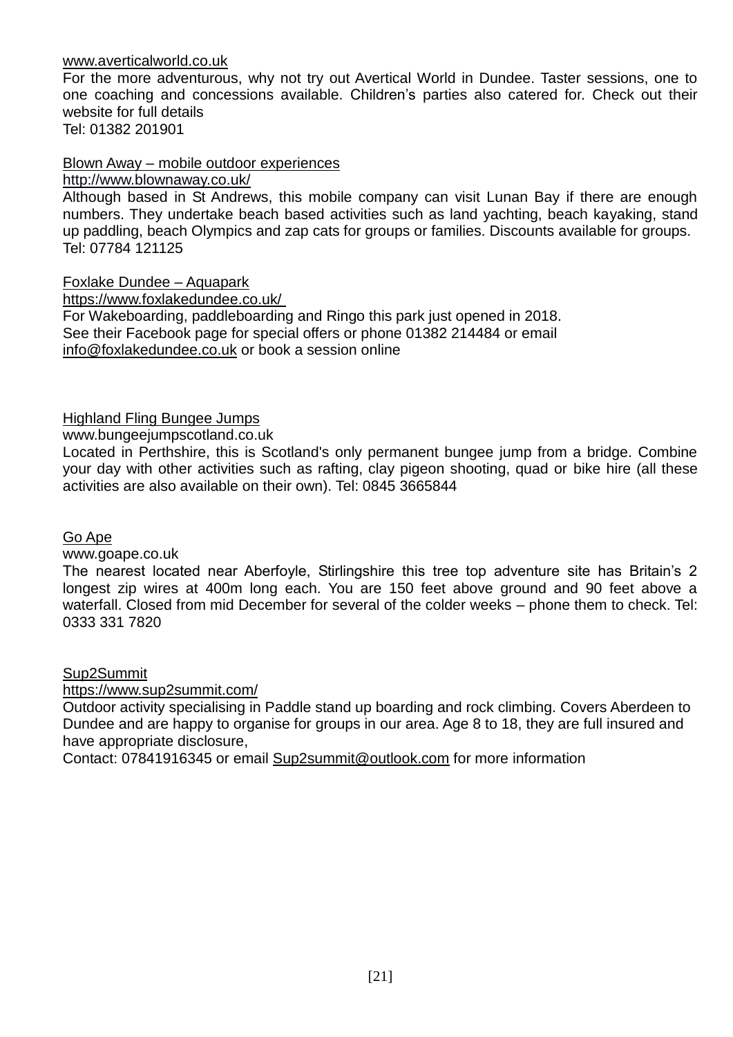www.averticalworld.co.uk
For the more adventurous, why not try out Avertical World in Dundee. Taster sessions, one to one coaching and concessions available. Children's parties also catered for. Check out their website for full details
Tel: 01382 201901

Blown Away – mobile outdoor experiences
http://www.blownaway.co.uk/
Although based in St Andrews, this mobile company can visit Lunan Bay if there are enough numbers. They undertake beach based activities such as land yachting, beach kayaking, stand up paddling, beach Olympics and zap cats for groups or families. Discounts available for groups.
Tel: 07784 121125

Foxlake Dundee – Aquapark
https://www.foxlakedundee.co.uk/
For Wakeboarding, paddleboarding and Ringo this park just opened in 2018.
See their Facebook page for special offers or phone 01382 214484 or email info@foxlakedundee.co.uk or book a session online

Highland Fling Bungee Jumps
www.bungeejumpscotland.co.uk
Located in Perthshire, this is Scotland's only permanent bungee jump from a bridge. Combine your day with other activities such as rafting, clay pigeon shooting, quad or bike hire (all these activities are also available on their own). Tel: 0845 3665844

Go Ape
www.goape.co.uk
The nearest located near Aberfoyle, Stirlingshire this tree top adventure site has Britain's 2 longest zip wires at 400m long each. You are 150 feet above ground and 90 feet above a waterfall. Closed from mid December for several of the colder weeks – phone them to check. Tel: 0333 331 7820

Sup2Summit
https://www.sup2summit.com/
Outdoor activity specialising in Paddle stand up boarding and rock climbing. Covers Aberdeen to Dundee and are happy to organise for groups in our area. Age 8 to 18, they are full insured and have appropriate disclosure,
Contact: 07841916345 or email Sup2summit@outlook.com for more information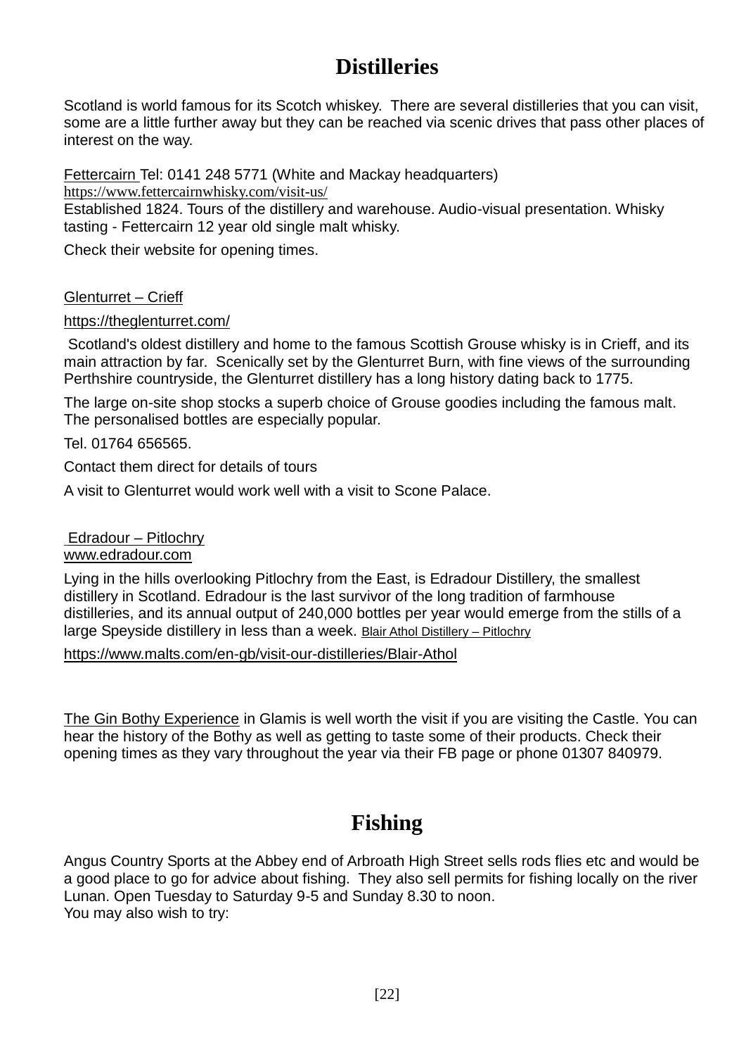# Distilleries

Scotland is world famous for its Scotch whiskey. There are several distilleries that you can visit, some are a little further away but they can be reached via scenic drives that pass other places of interest on the way.

Fettercairn Tel: 0141 248 5771 (White and Mackay headquarters)
https://www.fettercairnwhisky.com/visit-us/
Established 1824. Tours of the distillery and warehouse. Audio-visual presentation. Whisky tasting - Fettercairn 12 year old single malt whisky.

Check their website for opening times.

Glenturret – Crieff

https://theglenturret.com/

Scotland's oldest distillery and home to the famous Scottish Grouse whisky is in Crieff, and its main attraction by far. Scenically set by the Glenturret Burn, with fine views of the surrounding Perthshire countryside, the Glenturret distillery has a long history dating back to 1775.

The large on-site shop stocks a superb choice of Grouse goodies including the famous malt. The personalised bottles are especially popular.

Tel. 01764 656565.

Contact them direct for details of tours

A visit to Glenturret would work well with a visit to Scone Palace.

Edradour – Pitlochry
www.edradour.com

Lying in the hills overlooking Pitlochry from the East, is Edradour Distillery, the smallest distillery in Scotland. Edradour is the last survivor of the long tradition of farmhouse distilleries, and its annual output of 240,000 bottles per year would emerge from the stills of a large Speyside distillery in less than a week. Blair Athol Distillery – Pitlochry

https://www.malts.com/en-gb/visit-our-distilleries/Blair-Athol

The Gin Bothy Experience in Glamis is well worth the visit if you are visiting the Castle. You can hear the history of the Bothy as well as getting to taste some of their products. Check their opening times as they vary throughout the year via their FB page or phone 01307 840979.

# Fishing

Angus Country Sports at the Abbey end of Arbroath High Street sells rods flies etc and would be a good place to go for advice about fishing. They also sell permits for fishing locally on the river Lunan. Open Tuesday to Saturday 9-5 and Sunday 8.30 to noon.
You may also wish to try: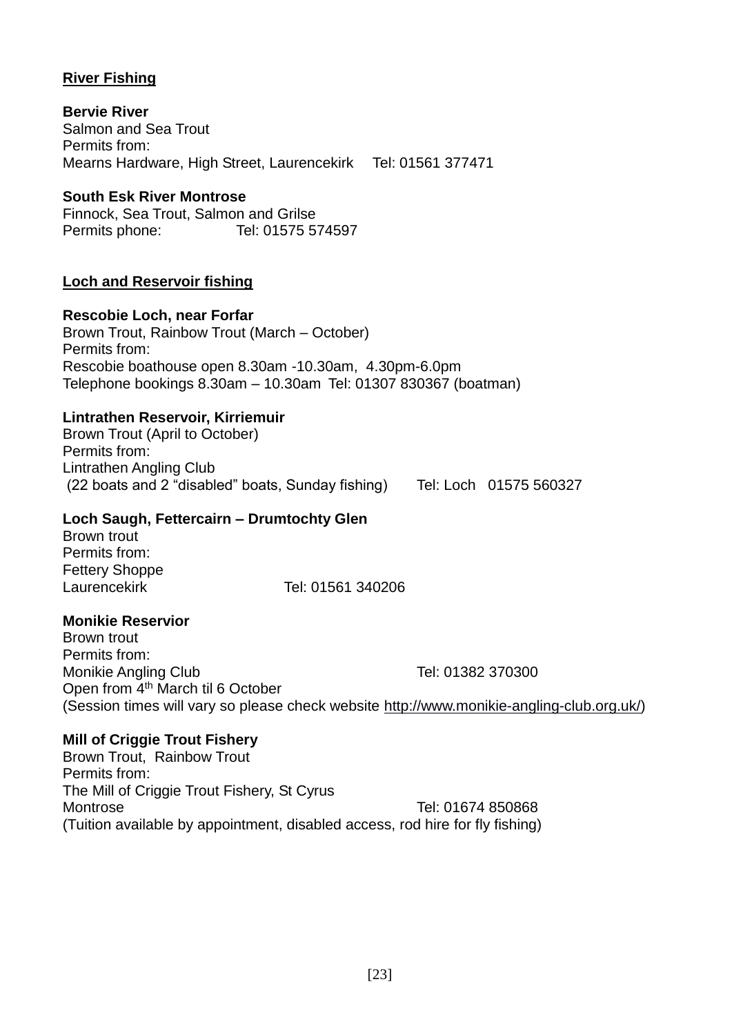## River Fishing

**Bervie River**
Salmon and Sea Trout
Permits from:
Mearns Hardware, High Street, Laurencekirk Tel: 01561 377471

**South Esk River Montrose**
Finnock, Sea Trout, Salmon and Grilse
Permits phone: Tel: 01575 574597

## Loch and Reservoir fishing

**Rescobie Loch, near Forfar**
Brown Trout, Rainbow Trout (March – October)
Permits from:
Rescobie boathouse open 8.30am -10.30am, 4.30pm-6.0pm
Telephone bookings 8.30am – 10.30am Tel: 01307 830367 (boatman)

**Lintrathen Reservoir, Kirriemuir**
Brown Trout (April to October)
Permits from:
Lintrathen Angling Club
(22 boats and 2 "disabled" boats, Sunday fishing) Tel: Loch 01575 560327

**Loch Saugh, Fettercairn – Drumtochty Glen**
Brown trout
Permits from:
Fettery Shoppe
Laurencekirk Tel: 01561 340206

**Monikie Reservior**
Brown trout
Permits from:
Monikie Angling Club Tel: 01382 370300
Open from 4th March til 6 October
(Session times will vary so please check website http://www.monikie-angling-club.org.uk/)

**Mill of Criggie Trout Fishery**
Brown Trout, Rainbow Trout
Permits from:
The Mill of Criggie Trout Fishery, St Cyrus
Montrose Tel: 01674 850868
(Tuition available by appointment, disabled access, rod hire for fly fishing)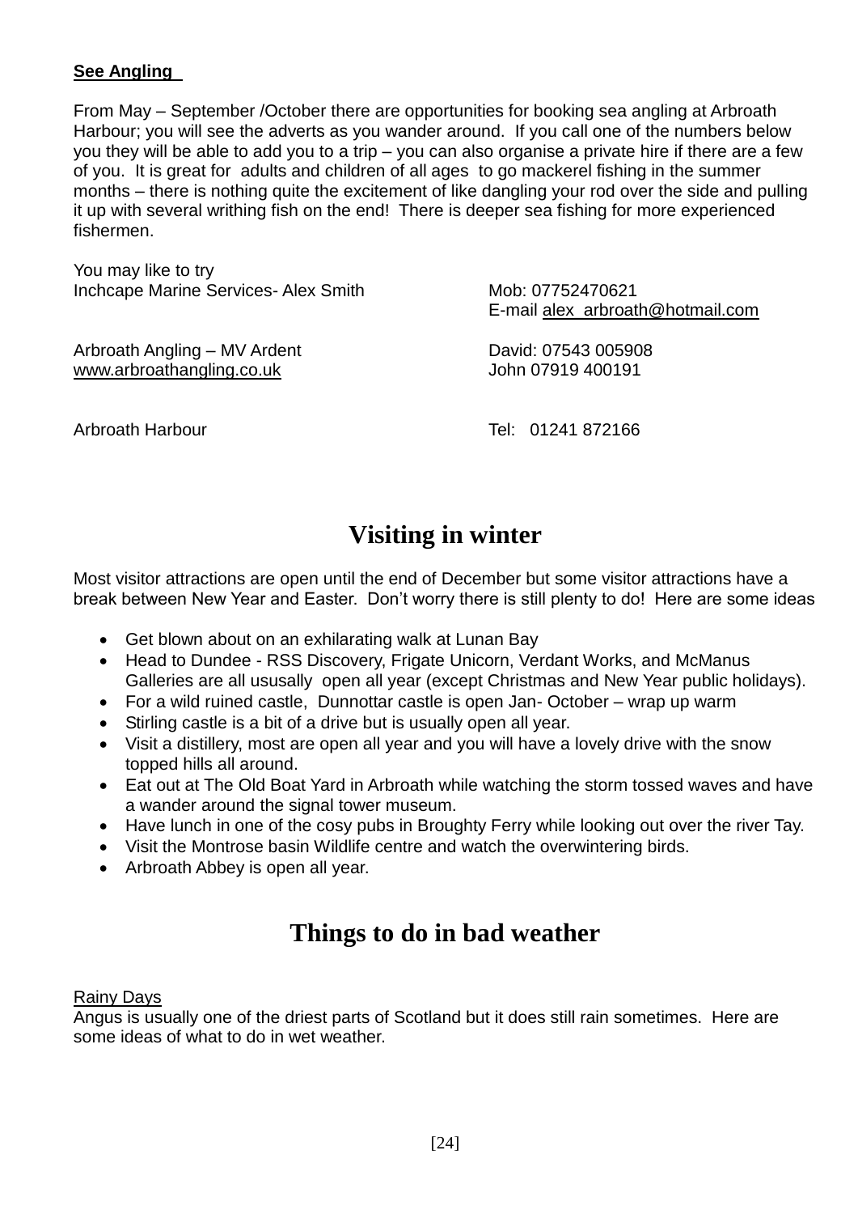**See Angling**

From May – September /October there are opportunities for booking sea angling at Arbroath Harbour; you will see the adverts as you wander around. If you call one of the numbers below you they will be able to add you to a trip – you can also organise a private hire if there are a few of you. It is great for adults and children of all ages to go mackerel fishing in the summer months – there is nothing quite the excitement of like dangling your rod over the side and pulling it up with several writhing fish on the end! There is deeper sea fishing for more experienced fishermen.

You may like to try

Inchcape Marine Services- Alex Smith — Mob: 07752470621, E-mail alex_arbroath@hotmail.com

Arbroath Angling – MV Ardent, www.arbroathangling.co.uk — David: 07543 005908, John 07919 400191

Arbroath Harbour — Tel: 01241 872166

# Visiting in winter

Most visitor attractions are open until the end of December but some visitor attractions have a break between New Year and Easter. Don't worry there is still plenty to do! Here are some ideas

- Get blown about on an exhilarating walk at Lunan Bay
- Head to Dundee - RSS Discovery, Frigate Unicorn, Verdant Works, and McManus Galleries are all ususally open all year (except Christmas and New Year public holidays).
- For a wild ruined castle, Dunnottar castle is open Jan- October – wrap up warm
- Stirling castle is a bit of a drive but is usually open all year.
- Visit a distillery, most are open all year and you will have a lovely drive with the snow topped hills all around.
- Eat out at The Old Boat Yard in Arbroath while watching the storm tossed waves and have a wander around the signal tower museum.
- Have lunch in one of the cosy pubs in Broughty Ferry while looking out over the river Tay.
- Visit the Montrose basin Wildlife centre and watch the overwintering birds.
- Arbroath Abbey is open all year.

# Things to do in bad weather

Rainy Days

Angus is usually one of the driest parts of Scotland but it does still rain sometimes. Here are some ideas of what to do in wet weather.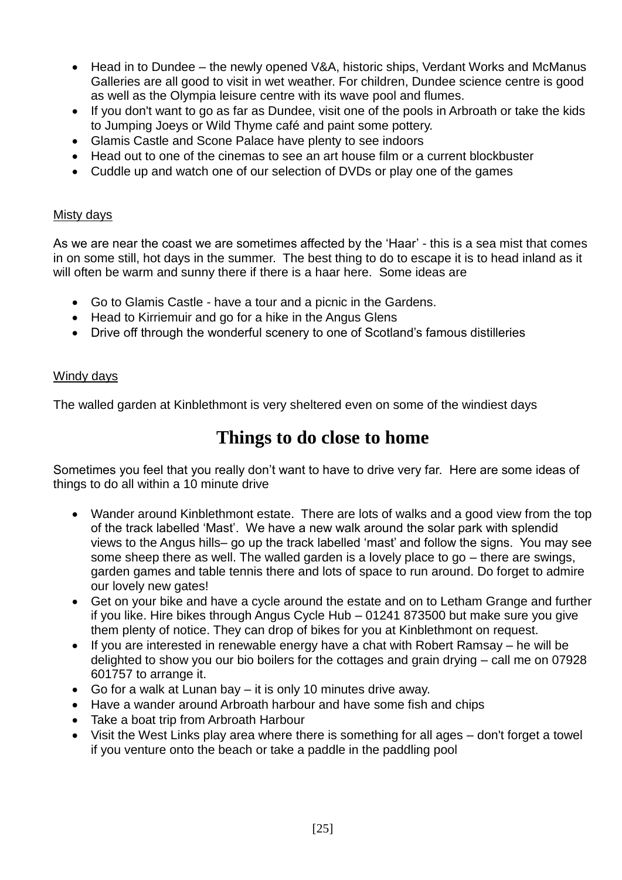- Head in to Dundee – the newly opened V&A, historic ships, Verdant Works and McManus Galleries are all good to visit in wet weather. For children, Dundee science centre is good as well as the Olympia leisure centre with its wave pool and flumes.
- If you don't want to go as far as Dundee, visit one of the pools in Arbroath or take the kids to Jumping Joeys or Wild Thyme café and paint some pottery.
- Glamis Castle and Scone Palace have plenty to see indoors
- Head out to one of the cinemas to see an art house film or a current blockbuster
- Cuddle up and watch one of our selection of DVDs or play one of the games

Misty days

As we are near the coast we are sometimes affected by the 'Haar' - this is a sea mist that comes in on some still, hot days in the summer. The best thing to do to escape it is to head inland as it will often be warm and sunny there if there is a haar here. Some ideas are

- Go to Glamis Castle - have a tour and a picnic in the Gardens.
- Head to Kirriemuir and go for a hike in the Angus Glens
- Drive off through the wonderful scenery to one of Scotland's famous distilleries

Windy days

The walled garden at Kinblethmont is very sheltered even on some of the windiest days

# Things to do close to home

Sometimes you feel that you really don't want to have to drive very far. Here are some ideas of things to do all within a 10 minute drive

- Wander around Kinblethmont estate. There are lots of walks and a good view from the top of the track labelled 'Mast'. We have a new walk around the solar park with splendid views to the Angus hills– go up the track labelled 'mast' and follow the signs. You may see some sheep there as well. The walled garden is a lovely place to go – there are swings, garden games and table tennis there and lots of space to run around. Do forget to admire our lovely new gates!
- Get on your bike and have a cycle around the estate and on to Letham Grange and further if you like. Hire bikes through Angus Cycle Hub – 01241 873500 but make sure you give them plenty of notice. They can drop of bikes for you at Kinblethmont on request.
- If you are interested in renewable energy have a chat with Robert Ramsay – he will be delighted to show you our bio boilers for the cottages and grain drying – call me on 07928 601757 to arrange it.
- Go for a walk at Lunan bay – it is only 10 minutes drive away.
- Have a wander around Arbroath harbour and have some fish and chips
- Take a boat trip from Arbroath Harbour
- Visit the West Links play area where there is something for all ages – don't forget a towel if you venture onto the beach or take a paddle in the paddling pool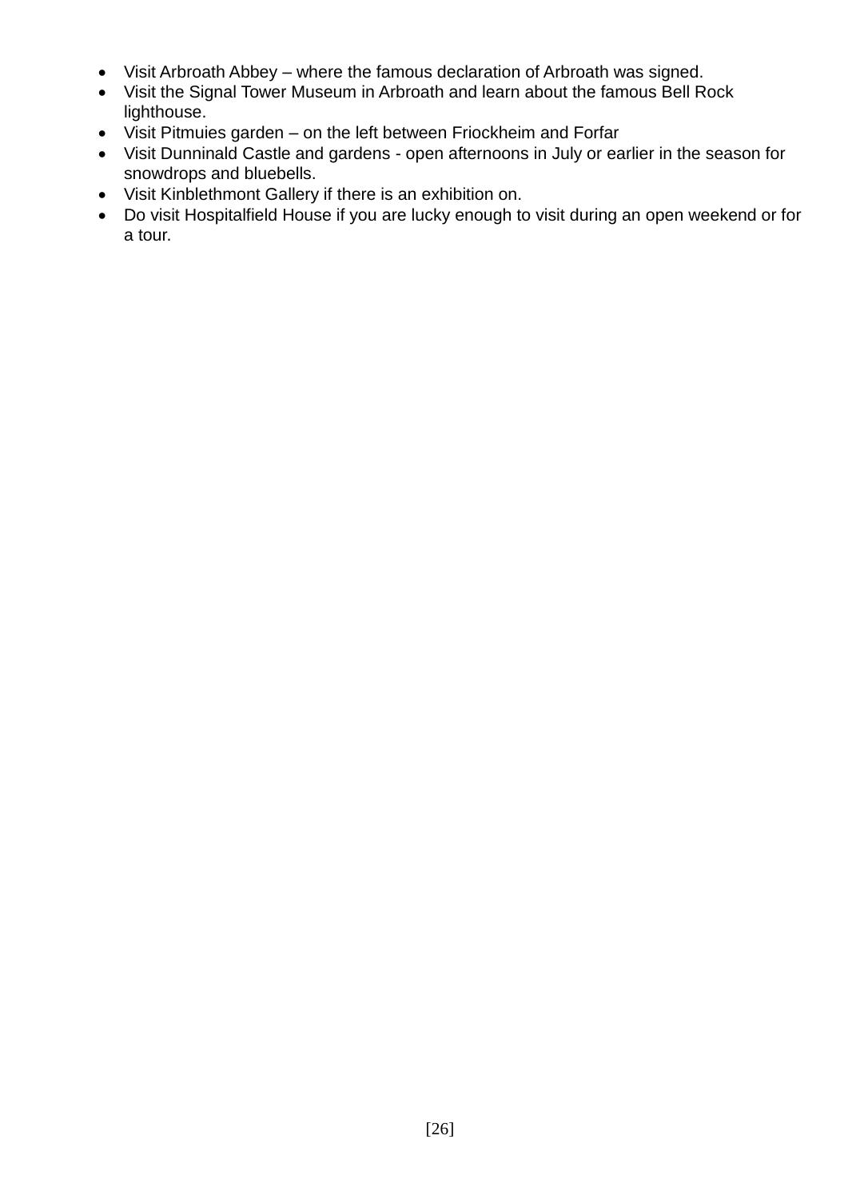- Visit Arbroath Abbey – where the famous declaration of Arbroath was signed.
- Visit the Signal Tower Museum in Arbroath and learn about the famous Bell Rock lighthouse.
- Visit Pitmuies garden – on the left between Friockheim and Forfar
- Visit Dunninald Castle and gardens - open afternoons in July or earlier in the season for snowdrops and bluebells.
- Visit Kinblethmont Gallery if there is an exhibition on.
- Do visit Hospitalfield House if you are lucky enough to visit during an open weekend or for a tour.